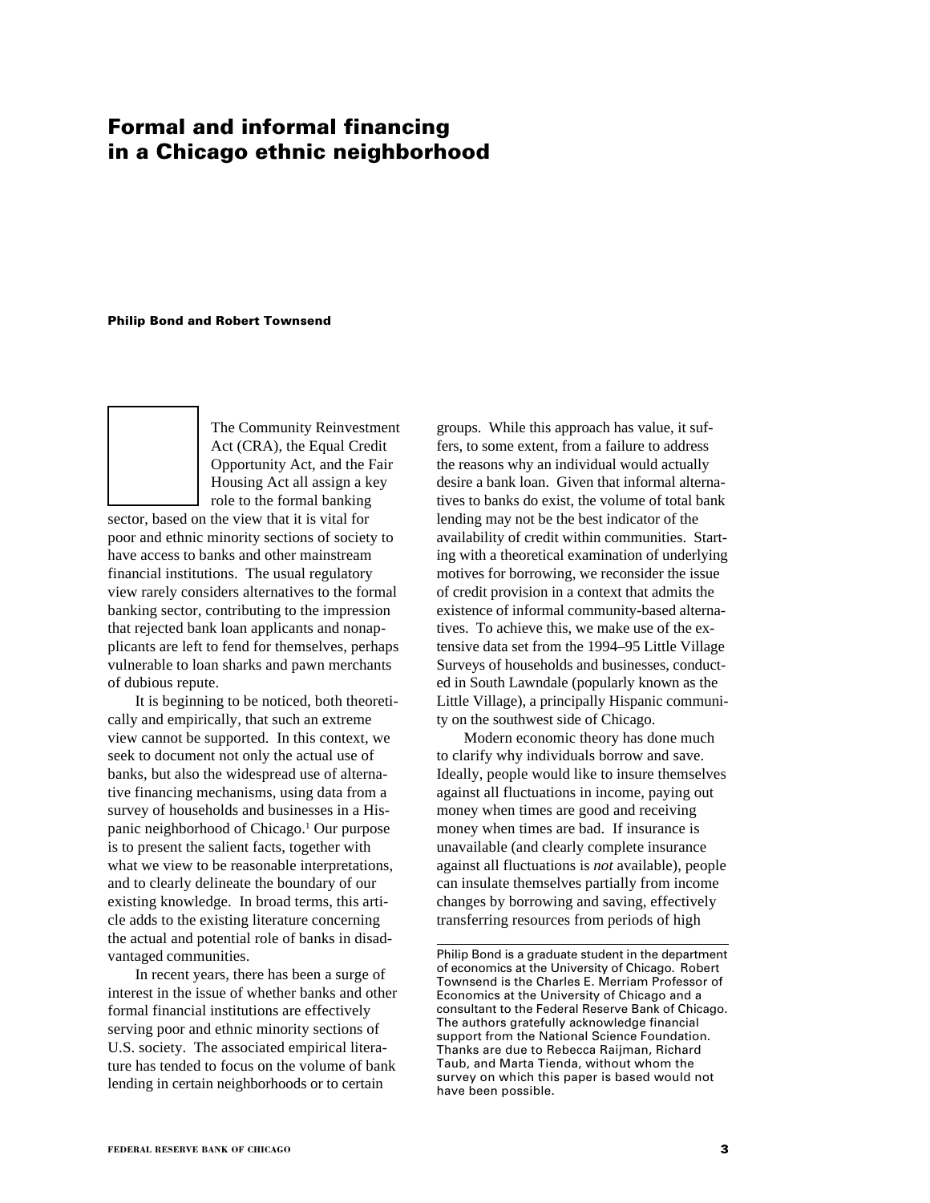# Formal and informal financing in a Chicago ethnic neighborhood

**Philip Bond and Robert Townsend**

The Community Reinvestment Act (CRA), the Equal Credit Opportunity Act, and the Fair Housing Act all assign a key role to the formal banking sector, based on the view that it is vital for poor and ethnic minority sections of society to have access to banks and other mainstream financial institutions. The usual regulatory view rarely considers alternatives to the formal banking sector, contributing to the impression that rejected bank loan applicants and nonapplicants are left to fend for themselves, perhaps vulnerable to loan sharks and pawn merchants of dubious repute.

It is beginning to be noticed, both theoretically and empirically, that such an extreme view cannot be supported. In this context, we seek to document not only the actual use of banks, but also the widespread use of alternative financing mechanisms, using data from a survey of households and businesses in a Hispanic neighborhood of Chicago.[1] Our purpose is to present the salient facts, together with what we view to be reasonable interpretations, and to clearly delineate the boundary of our existing knowledge. In broad terms, this article adds to the existing literature concerning the actual and potential role of banks in disadvantaged communities.

In recent years, there has been a surge of interest in the issue of whether banks and other formal financial institutions are effectively serving poor and ethnic minority sections of U.S. society. The associated empirical literature has tended to focus on the volume of bank lending in certain neighborhoods or to certain groups. While this approach has value, it suffers, to some extent, from a failure to address the reasons why an individual would actually desire a bank loan. Given that informal alternatives to banks do exist, the volume of total bank lending may not be the best indicator of the availability of credit within communities. Starting with a theoretical examination of underlying motives for borrowing, we reconsider the issue of credit provision in a context that admits the existence of informal community-based alternatives. To achieve this, we make use of the extensive data set from the 1994–95 Little Village Surveys of households and businesses, conducted in South Lawndale (popularly known as the Little Village), a principally Hispanic community on the southwest side of Chicago.

Modern economic theory has done much to clarify why individuals borrow and save. Ideally, people would like to insure themselves against all fluctuations in income, paying out money when times are good and receiving money when times are bad. If insurance is unavailable (and clearly complete insurance against all fluctuations is *not* available), people can insulate themselves partially from income changes by borrowing and saving, effectively transferring resources from periods of high

Philip Bond is a graduate student in the department of economics at the University of Chicago. Robert Townsend is the Charles E. Merriam Professor of Economics at the University of Chicago and a consultant to the Federal Reserve Bank of Chicago. The authors gratefully acknowledge financial support from the National Science Foundation. Thanks are due to Rebecca Raijman, Richard Taub, and Marta Tienda, without whom the survey on which this paper is based would not have been possible.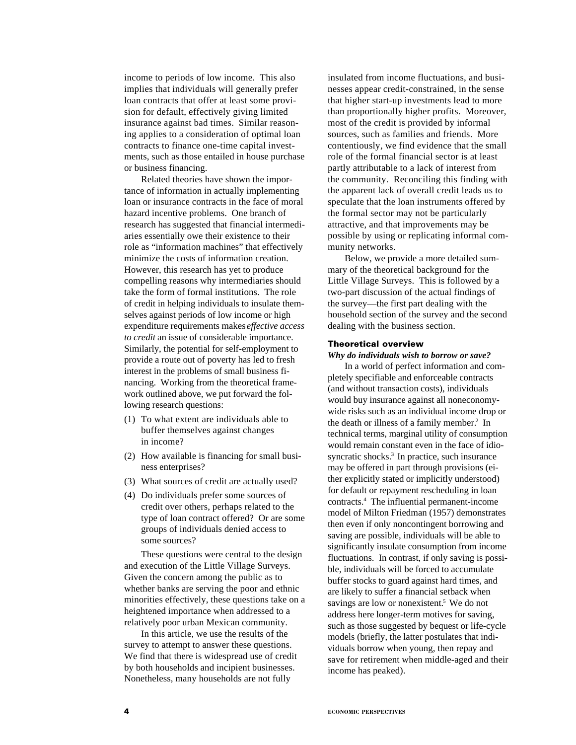income to periods of low income. This also implies that individuals will generally prefer loan contracts that offer at least some provision for default, effectively giving limited insurance against bad times. Similar reasoning applies to a consideration of optimal loan contracts to finance one-time capital investments, such as those entailed in house purchase or business financing.

Related theories have shown the importance of information in actually implementing loan or insurance contracts in the face of moral hazard incentive problems. One branch of research has suggested that financial intermediaries essentially owe their existence to their role as "information machines" that effectively minimize the costs of information creation. However, this research has yet to produce compelling reasons why intermediaries should take the form of formal institutions. The role of credit in helping individuals to insulate themselves against periods of low income or high expenditure requirements makes *effective access to credit* an issue of considerable importance. Similarly, the potential for self-employment to provide a route out of poverty has led to fresh interest in the problems of small business financing. Working from the theoretical framework outlined above, we put forward the following research questions:

(1) To what extent are individuals able to buffer themselves against changes in income?

(2) How available is financing for small business enterprises?

(3) What sources of credit are actually used?

(4) Do individuals prefer some sources of credit over others, perhaps related to the type of loan contract offered? Or are some groups of individuals denied access to some sources?

These questions were central to the design and execution of the Little Village Surveys. Given the concern among the public as to whether banks are serving the poor and ethnic minorities effectively, these questions take on a heightened importance when addressed to a relatively poor urban Mexican community.

In this article, we use the results of the survey to attempt to answer these questions. We find that there is widespread use of credit by both households and incipient businesses. Nonetheless, many households are not fully insulated from income fluctuations, and businesses appear credit-constrained, in the sense that higher start-up investments lead to more than proportionally higher profits. Moreover, most of the credit is provided by informal sources, such as families and friends. More contentiously, we find evidence that the small role of the formal financial sector is at least partly attributable to a lack of interest from the community. Reconciling this finding with the apparent lack of overall credit leads us to speculate that the loan instruments offered by the formal sector may not be particularly attractive, and that improvements may be possible by using or replicating informal community networks.

Below, we provide a more detailed summary of the theoretical background for the Little Village Surveys. This is followed by a two-part discussion of the actual findings of the survey—the first part dealing with the household section of the survey and the second dealing with the business section.

## Theoretical overview

***Why do individuals wish to borrow or save?***

In a world of perfect information and completely specifiable and enforceable contracts (and without transaction costs), individuals would buy insurance against all noneconomy-wide risks such as an individual income drop or the death or illness of a family member.[2] In technical terms, marginal utility of consumption would remain constant even in the face of idiosyncratic shocks.[3] In practice, such insurance may be offered in part through provisions (either explicitly stated or implicitly understood) for default or repayment rescheduling in loan contracts.[4] The influential permanent-income model of Milton Friedman (1957) demonstrates then even if only noncontingent borrowing and saving are possible, individuals will be able to significantly insulate consumption from income fluctuations. In contrast, if only saving is possible, individuals will be forced to accumulate buffer stocks to guard against hard times, and are likely to suffer a financial setback when savings are low or nonexistent.[5] We do not address here longer-term motives for saving, such as those suggested by bequest or life-cycle models (briefly, the latter postulates that individuals borrow when young, then repay and save for retirement when middle-aged and their income has peaked).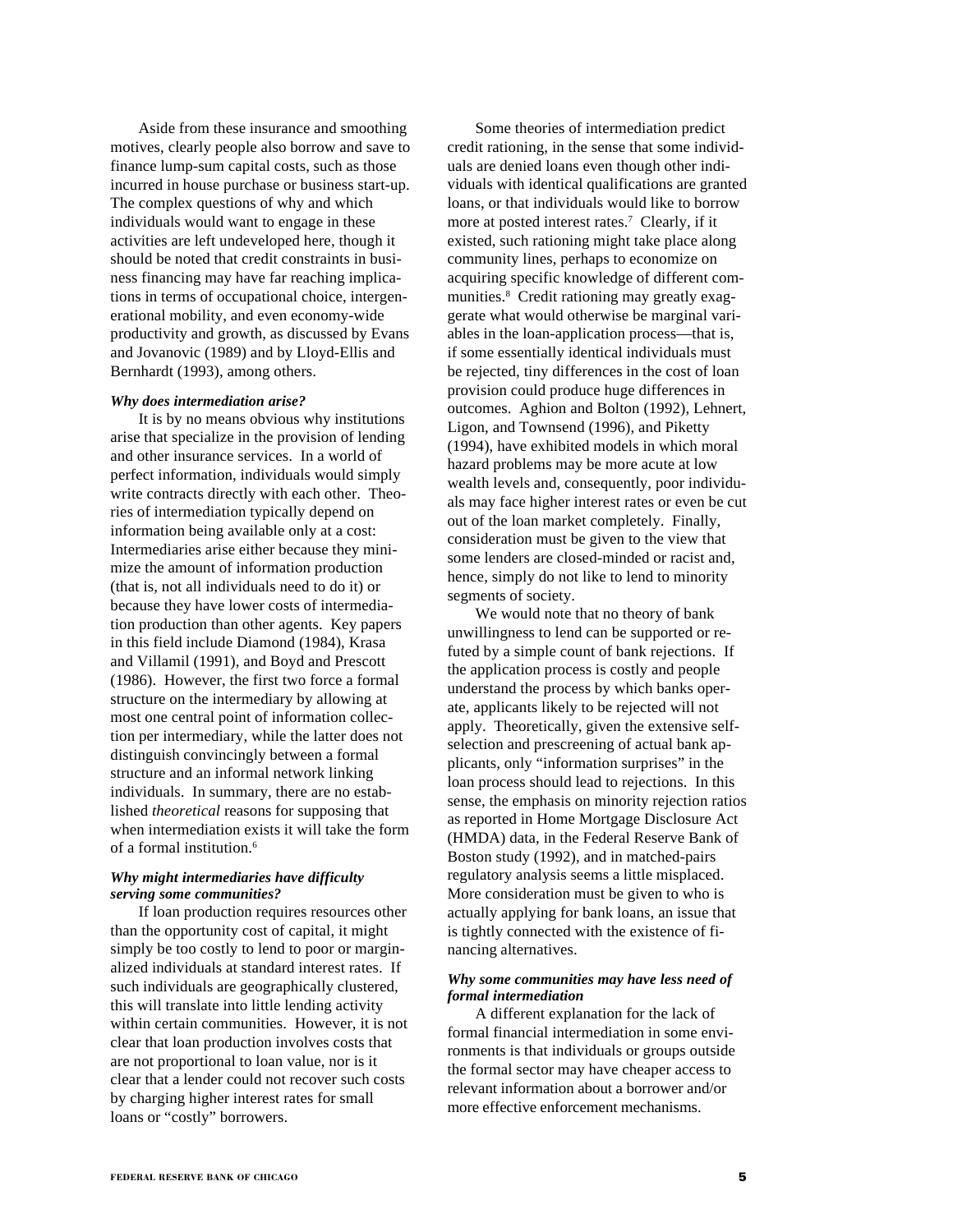Aside from these insurance and smoothing motives, clearly people also borrow and save to finance lump-sum capital costs, such as those incurred in house purchase or business start-up. The complex questions of why and which individuals would want to engage in these activities are left undeveloped here, though it should be noted that credit constraints in business financing may have far reaching implications in terms of occupational choice, intergenerational mobility, and even economy-wide productivity and growth, as discussed by Evans and Jovanovic (1989) and by Lloyd-Ellis and Bernhardt (1993), among others.

***Why does intermediation arise?***

It is by no means obvious why institutions arise that specialize in the provision of lending and other insurance services. In a world of perfect information, individuals would simply write contracts directly with each other. Theories of intermediation typically depend on information being available only at a cost: Intermediaries arise either because they minimize the amount of information production (that is, not all individuals need to do it) or because they have lower costs of intermediation production than other agents. Key papers in this field include Diamond (1984), Krasa and Villamil (1991), and Boyd and Prescott (1986). However, the first two force a formal structure on the intermediary by allowing at most one central point of information collection per intermediary, while the latter does not distinguish convincingly between a formal structure and an informal network linking individuals. In summary, there are no established *theoretical* reasons for supposing that when intermediation exists it will take the form of a formal institution.[6]

***Why might intermediaries have difficulty serving some communities?***

If loan production requires resources other than the opportunity cost of capital, it might simply be too costly to lend to poor or marginalized individuals at standard interest rates. If such individuals are geographically clustered, this will translate into little lending activity within certain communities. However, it is not clear that loan production involves costs that are not proportional to loan value, nor is it clear that a lender could not recover such costs by charging higher interest rates for small loans or "costly" borrowers.

Some theories of intermediation predict credit rationing, in the sense that some individuals are denied loans even though other individuals with identical qualifications are granted loans, or that individuals would like to borrow more at posted interest rates.[7] Clearly, if it existed, such rationing might take place along community lines, perhaps to economize on acquiring specific knowledge of different communities.[8] Credit rationing may greatly exaggerate what would otherwise be marginal variables in the loan-application process—that is, if some essentially identical individuals must be rejected, tiny differences in the cost of loan provision could produce huge differences in outcomes. Aghion and Bolton (1992), Lehnert, Ligon, and Townsend (1996), and Piketty (1994), have exhibited models in which moral hazard problems may be more acute at low wealth levels and, consequently, poor individuals may face higher interest rates or even be cut out of the loan market completely. Finally, consideration must be given to the view that some lenders are closed-minded or racist and, hence, simply do not like to lend to minority segments of society.

We would note that no theory of bank unwillingness to lend can be supported or refuted by a simple count of bank rejections. If the application process is costly and people understand the process by which banks operate, applicants likely to be rejected will not apply. Theoretically, given the extensive self-selection and prescreening of actual bank applicants, only "information surprises" in the loan process should lead to rejections. In this sense, the emphasis on minority rejection ratios as reported in Home Mortgage Disclosure Act (HMDA) data, in the Federal Reserve Bank of Boston study (1992), and in matched-pairs regulatory analysis seems a little misplaced. More consideration must be given to who is actually applying for bank loans, an issue that is tightly connected with the existence of financing alternatives.

***Why some communities may have less need of formal intermediation***

A different explanation for the lack of formal financial intermediation in some environments is that individuals or groups outside the formal sector may have cheaper access to relevant information about a borrower and/or more effective enforcement mechanisms.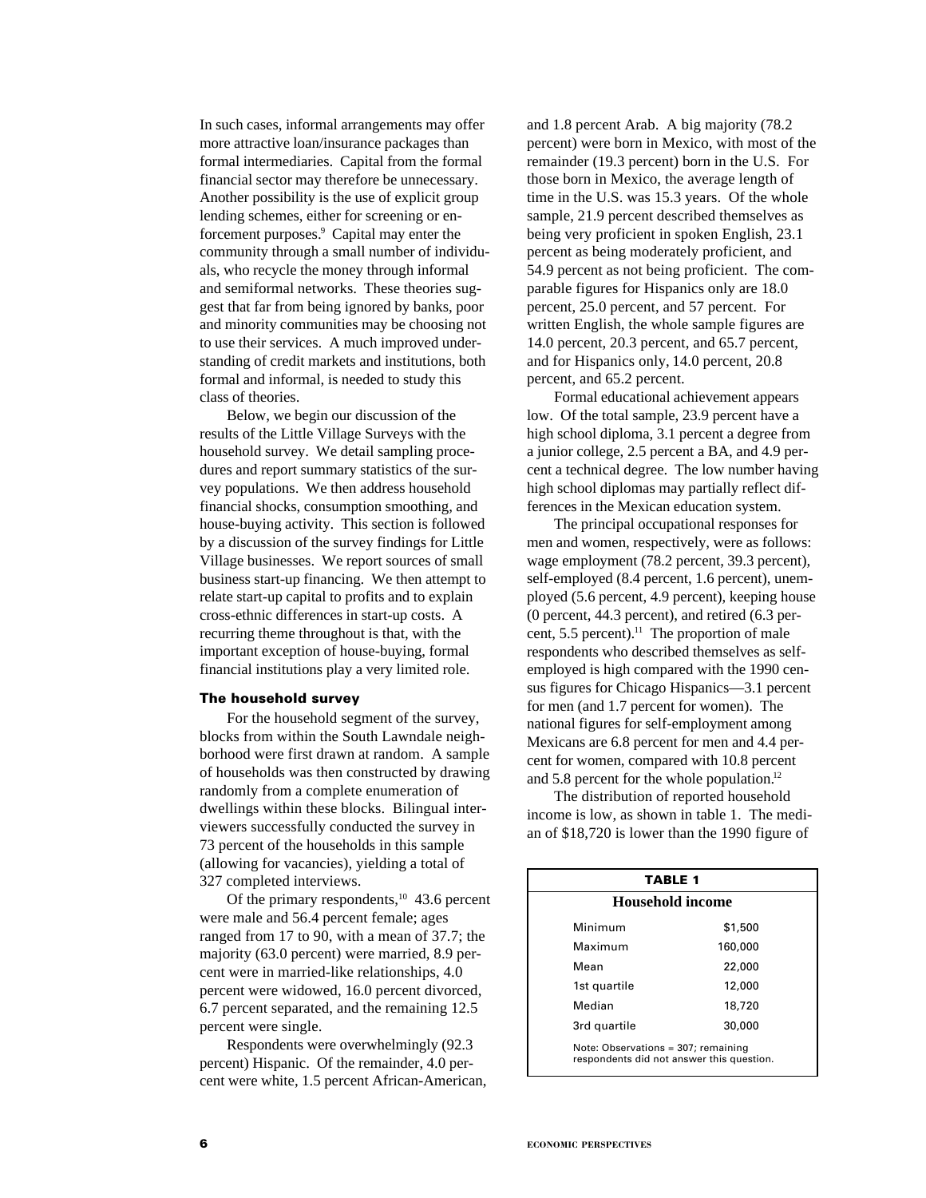In such cases, informal arrangements may offer more attractive loan/insurance packages than formal intermediaries. Capital from the formal financial sector may therefore be unnecessary. Another possibility is the use of explicit group lending schemes, either for screening or enforcement purposes.[9] Capital may enter the community through a small number of individuals, who recycle the money through informal and semiformal networks. These theories suggest that far from being ignored by banks, poor and minority communities may be choosing not to use their services. A much improved understanding of credit markets and institutions, both formal and informal, is needed to study this class of theories.

Below, we begin our discussion of the results of the Little Village Surveys with the household survey. We detail sampling procedures and report summary statistics of the survey populations. We then address household financial shocks, consumption smoothing, and house-buying activity. This section is followed by a discussion of the survey findings for Little Village businesses. We report sources of small business start-up financing. We then attempt to relate start-up capital to profits and to explain cross-ethnic differences in start-up costs. A recurring theme throughout is that, with the important exception of house-buying, formal financial institutions play a very limited role.

## The household survey

For the household segment of the survey, blocks from within the South Lawndale neighborhood were first drawn at random. A sample of households was then constructed by drawing randomly from a complete enumeration of dwellings within these blocks. Bilingual interviewers successfully conducted the survey in 73 percent of the households in this sample (allowing for vacancies), yielding a total of 327 completed interviews.

Of the primary respondents,[10] 43.6 percent were male and 56.4 percent female; ages ranged from 17 to 90, with a mean of 37.7; the majority (63.0 percent) were married, 8.9 percent were in married-like relationships, 4.0 percent were widowed, 16.0 percent divorced, 6.7 percent separated, and the remaining 12.5 percent were single.

Respondents were overwhelmingly (92.3 percent) Hispanic. Of the remainder, 4.0 percent were white, 1.5 percent African-American, and 1.8 percent Arab. A big majority (78.2 percent) were born in Mexico, with most of the remainder (19.3 percent) born in the U.S. For those born in Mexico, the average length of time in the U.S. was 15.3 years. Of the whole sample, 21.9 percent described themselves as being very proficient in spoken English, 23.1 percent as being moderately proficient, and 54.9 percent as not being proficient. The comparable figures for Hispanics only are 18.0 percent, 25.0 percent, and 57 percent. For written English, the whole sample figures are 14.0 percent, 20.3 percent, and 65.7 percent, and for Hispanics only, 14.0 percent, 20.8 percent, and 65.2 percent.

Formal educational achievement appears low. Of the total sample, 23.9 percent have a high school diploma, 3.1 percent a degree from a junior college, 2.5 percent a BA, and 4.9 percent a technical degree. The low number having high school diplomas may partially reflect differences in the Mexican education system.

The principal occupational responses for men and women, respectively, were as follows: wage employment (78.2 percent, 39.3 percent), self-employed (8.4 percent, 1.6 percent), unemployed (5.6 percent, 4.9 percent), keeping house (0 percent, 44.3 percent), and retired (6.3 percent, 5.5 percent).[11] The proportion of male respondents who described themselves as self-employed is high compared with the 1990 census figures for Chicago Hispanics—3.1 percent for men (and 1.7 percent for women). The national figures for self-employment among Mexicans are 6.8 percent for men and 4.4 percent for women, compared with 10.8 percent and 5.8 percent for the whole population.[12]

The distribution of reported household income is low, as shown in table 1. The median of $18,720 is lower than the 1990 figure of

**TABLE 1**

**Household income**

| | |
|---|---|
| Minimum | $1,500 |
| Maximum | 160,000 |
| Mean | 22,000 |
| 1st quartile | 12,000 |
| Median | 18,720 |
| 3rd quartile | 30,000 |

Note: Observations = 307; remaining respondents did not answer this question.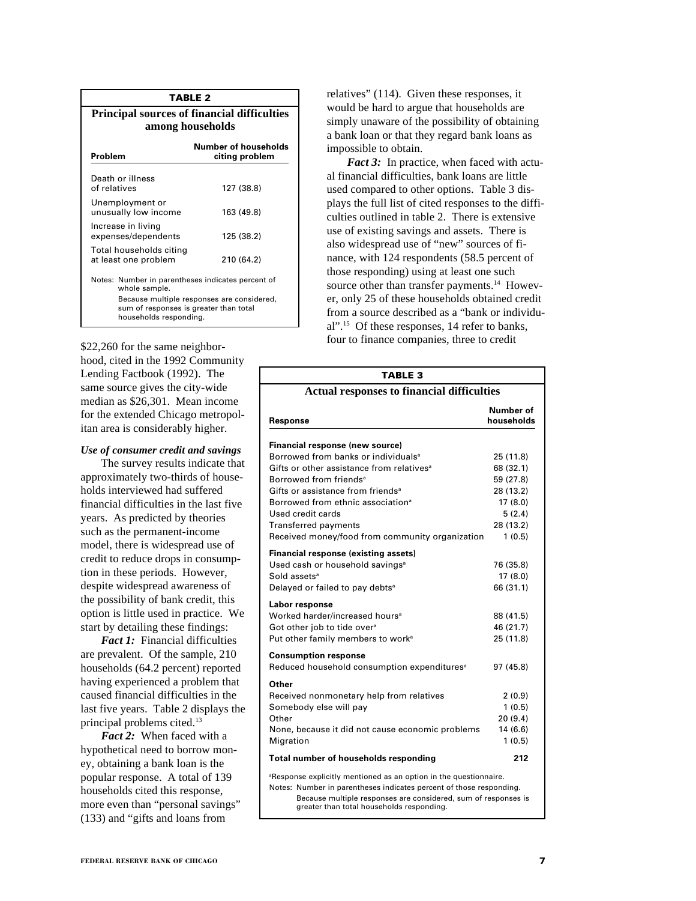**TABLE 2**

**Principal sources of financial difficulties among households**

| Problem | Number of households citing problem |
|---|---|
| Death or illness of relatives | 127 (38.8) |
| Unemployment or unusually low income | 163 (49.8) |
| Increase in living expenses/dependents | 125 (38.2) |
| Total households citing at least one problem | 210 (64.2) |

Notes: Number in parentheses indicates percent of whole sample.
Because multiple responses are considered, sum of responses is greater than total households responding.

$22,260 for the same neighborhood, cited in the 1992 Community Lending Factbook (1992). The same source gives the city-wide median as $26,301. Mean income for the extended Chicago metropolitan area is considerably higher.

***Use of consumer credit and savings***

The survey results indicate that approximately two-thirds of households interviewed had suffered financial difficulties in the last five years. As predicted by theories such as the permanent-income model, there is widespread use of credit to reduce drops in consumption in these periods. However, despite widespread awareness of the possibility of bank credit, this option is little used in practice. We start by detailing these findings:

***Fact 1:*** Financial difficulties are prevalent. Of the sample, 210 households (64.2 percent) reported having experienced a problem that caused financial difficulties in the last five years. Table 2 displays the principal problems cited.[13]

***Fact 2:*** When faced with a hypothetical need to borrow money, obtaining a bank loan is the popular response. A total of 139 households cited this response, more even than "personal savings" (133) and "gifts and loans from relatives" (114). Given these responses, it would be hard to argue that households are simply unaware of the possibility of obtaining a bank loan or that they regard bank loans as impossible to obtain.

***Fact 3:*** In practice, when faced with actual financial difficulties, bank loans are little used compared to other options. Table 3 displays the full list of cited responses to the difficulties outlined in table 2. There is extensive use of existing savings and assets. There is also widespread use of "new" sources of finance, with 124 respondents (58.5 percent of those responding) using at least one such source other than transfer payments.[14] However, only 25 of these households obtained credit from a source described as a "bank or individual".[15] Of these responses, 14 refer to banks, four to finance companies, three to credit

**TABLE 3**

**Actual responses to financial difficulties**

| Response | Number of households |
|---|---|
| **Financial response (new source)** | |
| Borrowed from banks or individuals[a] | 25 (11.8) |
| Gifts or other assistance from relatives[a] | 68 (32.1) |
| Borrowed from friends[a] | 59 (27.8) |
| Gifts or assistance from friends[a] | 28 (13.2) |
| Borrowed from ethnic association[a] | 17 (8.0) |
| Used credit cards | 5 (2.4) |
| Transferred payments | 28 (13.2) |
| Received money/food from community organization | 1 (0.5) |
| **Financial response (existing assets)** | |
| Used cash or household savings[a] | 76 (35.8) |
| Sold assets[a] | 17 (8.0) |
| Delayed or failed to pay debts[a] | 66 (31.1) |
| **Labor response** | |
| Worked harder/increased hours[a] | 88 (41.5) |
| Got other job to tide over[a] | 46 (21.7) |
| Put other family members to work[a] | 25 (11.8) |
| **Consumption response** | |
| Reduced household consumption expenditures[a] | 97 (45.8) |
| **Other** | |
| Received nonmonetary help from relatives | 2 (0.9) |
| Somebody else will pay | 1 (0.5) |
| Other | 20 (9.4) |
| None, because it did not cause economic problems | 14 (6.6) |
| Migration | 1 (0.5) |
| **Total number of households responding** | **212** |

[a]Response explicitly mentioned as an option in the questionnaire.
Notes: Number in parentheses indicates percent of those responding.
Because multiple responses are considered, sum of responses is greater than total households responding.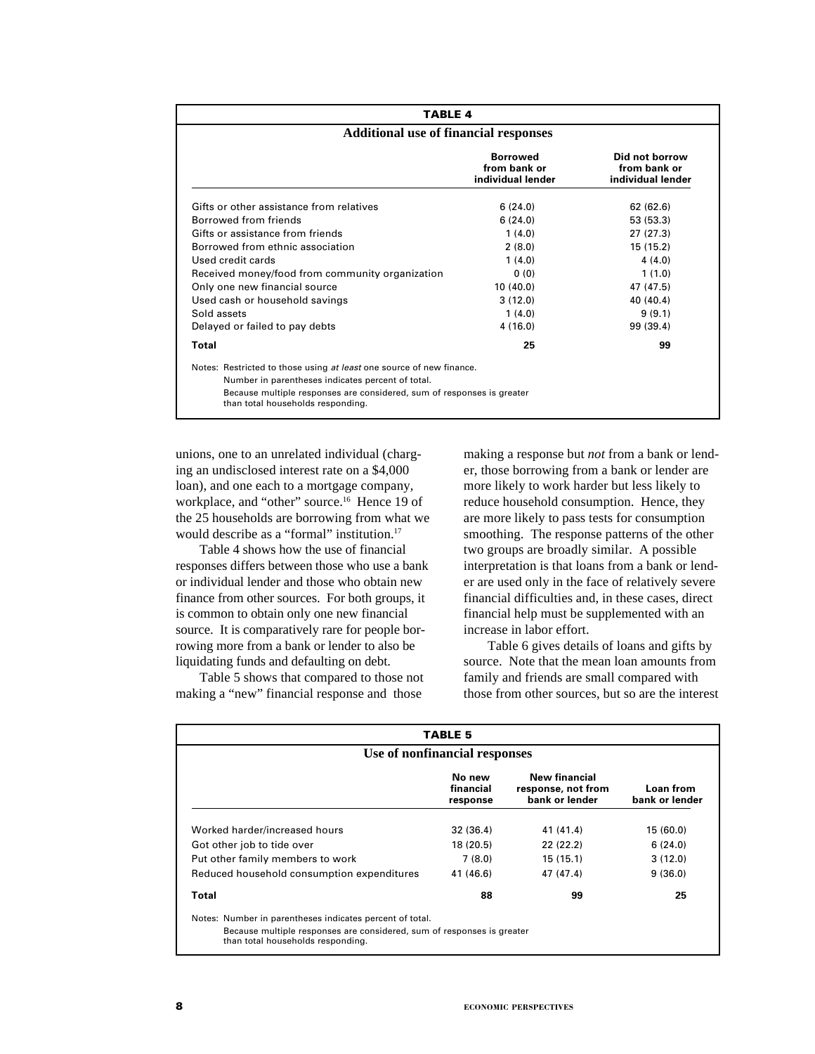**TABLE 4**

**Additional use of financial responses**

| | Borrowed from bank or individual lender | Did not borrow from bank or individual lender |
|---|---|---|
| Gifts or other assistance from relatives | 6 (24.0) | 62 (62.6) |
| Borrowed from friends | 6 (24.0) | 53 (53.3) |
| Gifts or assistance from friends | 1 (4.0) | 27 (27.3) |
| Borrowed from ethnic association | 2 (8.0) | 15 (15.2) |
| Used credit cards | 1 (4.0) | 4 (4.0) |
| Received money/food from community organization | 0 (0) | 1 (1.0) |
| Only one new financial source | 10 (40.0) | 47 (47.5) |
| Used cash or household savings | 3 (12.0) | 40 (40.4) |
| Sold assets | 1 (4.0) | 9 (9.1) |
| Delayed or failed to pay debts | 4 (16.0) | 99 (39.4) |
| **Total** | **25** | **99** |

Notes: Restricted to those using *at least* one source of new finance.
Number in parentheses indicates percent of total.
Because multiple responses are considered, sum of responses is greater than total households responding.

unions, one to an unrelated individual (charging an undisclosed interest rate on a $4,000 loan), and one each to a mortgage company, workplace, and "other" source.[16] Hence 19 of the 25 households are borrowing from what we would describe as a "formal" institution.[17]

Table 4 shows how the use of financial responses differs between those who use a bank or individual lender and those who obtain new finance from other sources. For both groups, it is common to obtain only one new financial source. It is comparatively rare for people borrowing more from a bank or lender to also be liquidating funds and defaulting on debt.

Table 5 shows that compared to those not making a "new" financial response and those making a response but *not* from a bank or lender, those borrowing from a bank or lender are more likely to work harder but less likely to reduce household consumption. Hence, they are more likely to pass tests for consumption smoothing. The response patterns of the other two groups are broadly similar. A possible interpretation is that loans from a bank or lender are used only in the face of relatively severe financial difficulties and, in these cases, direct financial help must be supplemented with an increase in labor effort.

Table 6 gives details of loans and gifts by source. Note that the mean loan amounts from family and friends are small compared with those from other sources, but so are the interest

**TABLE 5**

**Use of nonfinancial responses**

| | No new financial response | New financial response, not from bank or lender | Loan from bank or lender |
|---|---|---|---|
| Worked harder/increased hours | 32 (36.4) | 41 (41.4) | 15 (60.0) |
| Got other job to tide over | 18 (20.5) | 22 (22.2) | 6 (24.0) |
| Put other family members to work | 7 (8.0) | 15 (15.1) | 3 (12.0) |
| Reduced household consumption expenditures | 41 (46.6) | 47 (47.4) | 9 (36.0) |
| **Total** | **88** | **99** | **25** |

Notes: Number in parentheses indicates percent of total.
Because multiple responses are considered, sum of responses is greater than total households responding.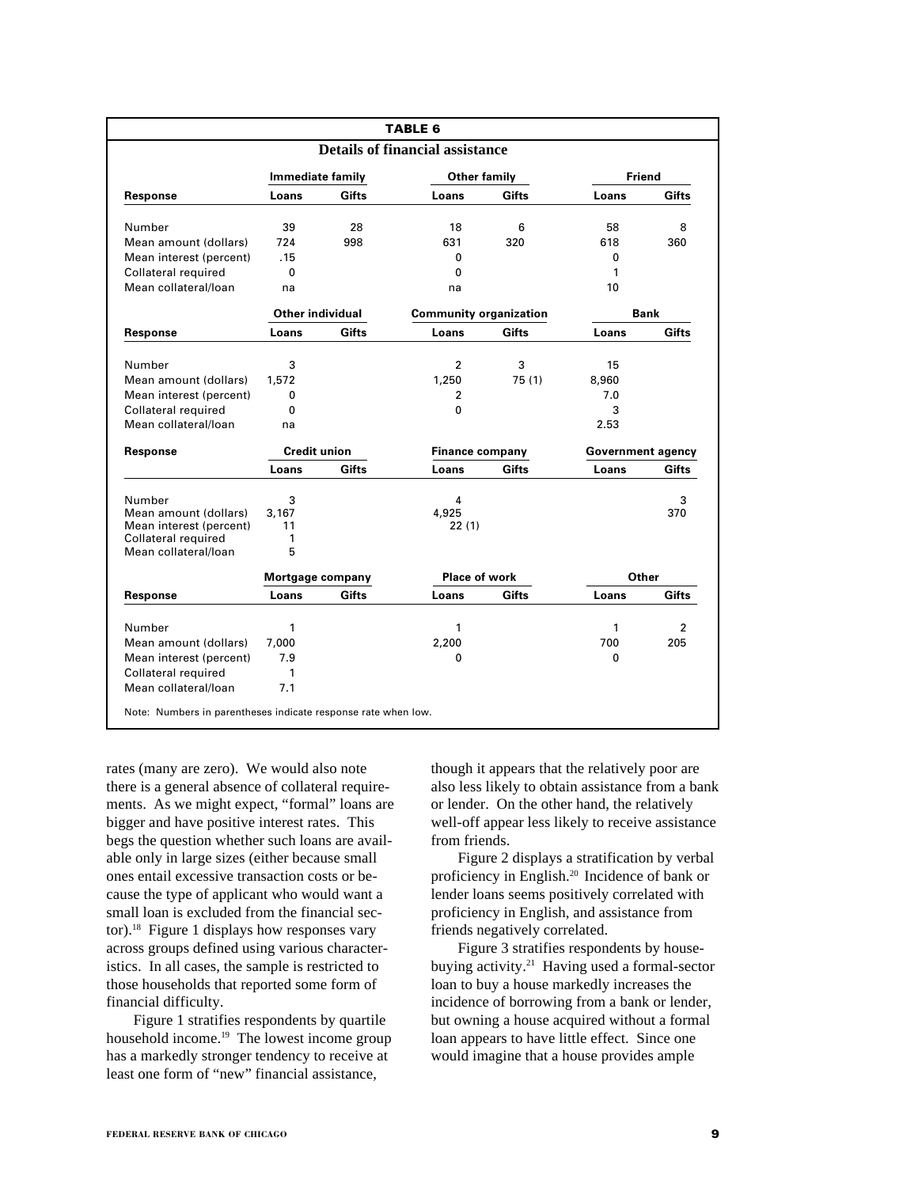**TABLE 6**

**Details of financial assistance**

| Response | Immediate family | | Other family | | Friend | |
|---|---|---|---|---|---|---|
| | Loans | Gifts | Loans | Gifts | Loans | Gifts |
| Number | 39 | 28 | 18 | 6 | 58 | 8 |
| Mean amount (dollars) | 724 | 998 | 631 | 320 | 618 | 360 |
| Mean interest (percent) | .15 | | 0 | | 0 | |
| Collateral required | 0 | | 0 | | 1 | |
| Mean collateral/loan | na | | na | | 10 | |
| | **Other individual** | | **Community organization** | | **Bank** | |
| **Response** | **Loans** | **Gifts** | **Loans** | **Gifts** | **Loans** | **Gifts** |
| Number | 3 | | 2 | 3 | 15 | |
| Mean amount (dollars) | 1,572 | | 1,250 | 75 (1) | 8,960 | |
| Mean interest (percent) | 0 | | 2 | | 7.0 | |
| Collateral required | 0 | | 0 | | 3 | |
| Mean collateral/loan | na | | | | 2.53 | |
| **Response** | **Credit union** | | **Finance company** | | **Government agency** | |
| | **Loans** | **Gifts** | **Loans** | **Gifts** | **Loans** | **Gifts** |
| Number | 3 | | 4 | | | 3 |
| Mean amount (dollars) | 3,167 | | 4,925 | | | 370 |
| Mean interest (percent) | 11 | | 22 (1) | | | |
| Collateral required | 1 | | | | | |
| Mean collateral/loan | 5 | | | | | |
| | **Mortgage company** | | **Place of work** | | **Other** | |
| **Response** | **Loans** | **Gifts** | **Loans** | **Gifts** | **Loans** | **Gifts** |
| Number | 1 | | 1 | | 1 | 2 |
| Mean amount (dollars) | 7,000 | | 2,200 | | 700 | 205 |
| Mean interest (percent) | 7.9 | | 0 | | 0 | |
| Collateral required | 1 | | | | | |
| Mean collateral/loan | 7.1 | | | | | |

Note: Numbers in parentheses indicate response rate when low.

rates (many are zero). We would also note there is a general absence of collateral requirements. As we might expect, "formal" loans are bigger and have positive interest rates. This begs the question whether such loans are available only in large sizes (either because small ones entail excessive transaction costs or because the type of applicant who would want a small loan is excluded from the financial sector).[18] Figure 1 displays how responses vary across groups defined using various characteristics. In all cases, the sample is restricted to those households that reported some form of financial difficulty.

Figure 1 stratifies respondents by quartile household income.[19] The lowest income group has a markedly stronger tendency to receive at least one form of "new" financial assistance, though it appears that the relatively poor are also less likely to obtain assistance from a bank or lender. On the other hand, the relatively well-off appear less likely to receive assistance from friends.

Figure 2 displays a stratification by verbal proficiency in English.[20] Incidence of bank or lender loans seems positively correlated with proficiency in English, and assistance from friends negatively correlated.

Figure 3 stratifies respondents by house-buying activity.[21] Having used a formal-sector loan to buy a house markedly increases the incidence of borrowing from a bank or lender, but owning a house acquired without a formal loan appears to have little effect. Since one would imagine that a house provides ample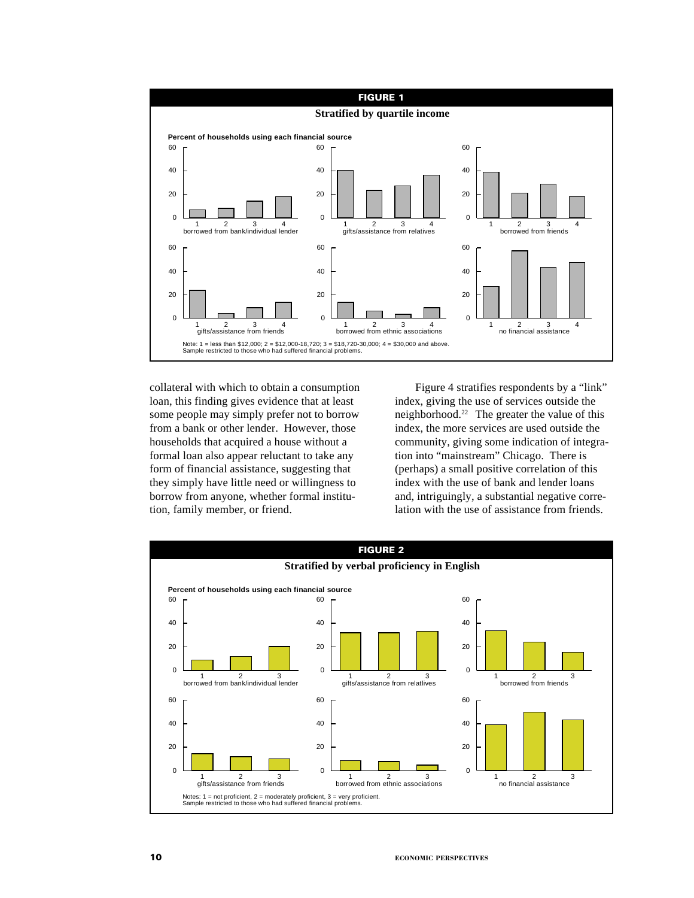**FIGURE 1**

**Stratified by quartile income**

Percent of households using each financial source

Panels: borrowed from bank/individual lender; gifts/assistance from relatives; borrowed from friends; gifts/assistance from friends; borrowed from ethnic associations; no financial assistance

Note: 1 = less than $12,000; 2 = $12,000-18,720; 3 = $18,720-30,000; 4 = $30,000 and above.
Sample restricted to those who had suffered financial problems.

collateral with which to obtain a consumption loan, this finding gives evidence that at least some people may simply prefer not to borrow from a bank or other lender. However, those households that acquired a house without a formal loan also appear reluctant to take any form of financial assistance, suggesting that they simply have little need or willingness to borrow from anyone, whether formal institution, family member, or friend.

Figure 4 stratifies respondents by a "link" index, giving the use of services outside the neighborhood.[22] The greater the value of this index, the more services are used outside the community, giving some indication of integration into "mainstream" Chicago. There is (perhaps) a small positive correlation of this index with the use of bank and lender loans and, intriguingly, a substantial negative correlation with the use of assistance from friends.

**FIGURE 2**

**Stratified by verbal proficiency in English**

Percent of households using each financial source

Panels: borrowed from bank/individual lender; gifts/assistance from relatlives; borrowed from friends; gifts/assistance from friends; borrowed from ethnic associations; no financial assistance

Notes: 1 = not proficient, 2 = moderately proficient, 3 = very proficient.
Sample restricted to those who had suffered financial problems.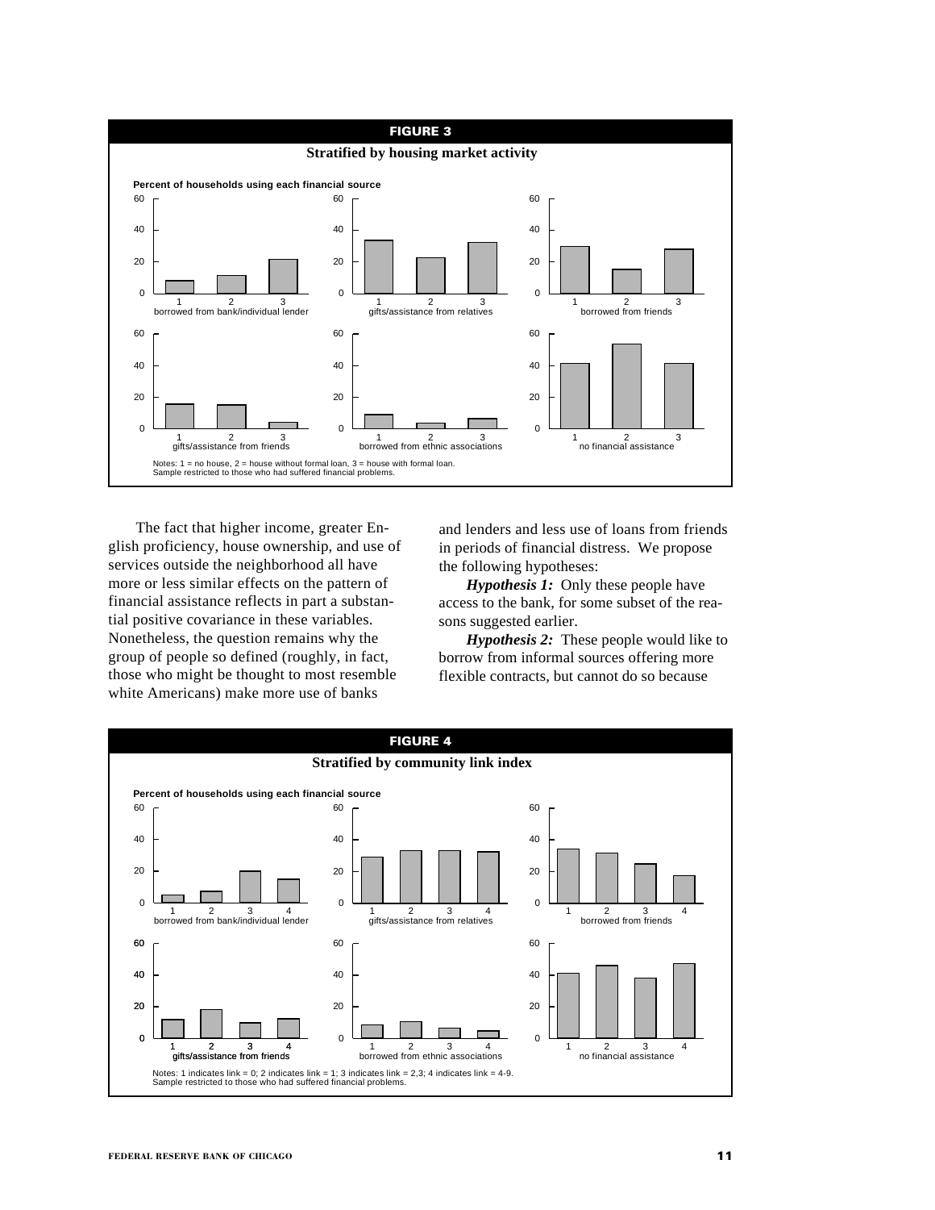**FIGURE 3**

**Stratified by housing market activity**

Percent of households using each financial source

Notes: 1 = no house, 2 = house without formal loan, 3 = house with formal loan.
Sample restricted to those who had suffered financial problems.

The fact that higher income, greater English proficiency, house ownership, and use of services outside the neighborhood all have more or less similar effects on the pattern of financial assistance reflects in part a substantial positive covariance in these variables. Nonetheless, the question remains why the group of people so defined (roughly, in fact, those who might be thought to most resemble white Americans) make more use of banks and lenders and less use of loans from friends in periods of financial distress. We propose the following hypotheses:

***Hypothesis 1:*** Only these people have access to the bank, for some subset of the reasons suggested earlier.

***Hypothesis 2:*** These people would like to borrow from informal sources offering more flexible contracts, but cannot do so because

**FIGURE 4**

**Stratified by community link index**

Percent of households using each financial source

Notes: 1 indicates link = 0; 2 indicates link = 1; 3 indicates link = 2,3; 4 indicates link = 4-9.
Sample restricted to those who had suffered financial problems.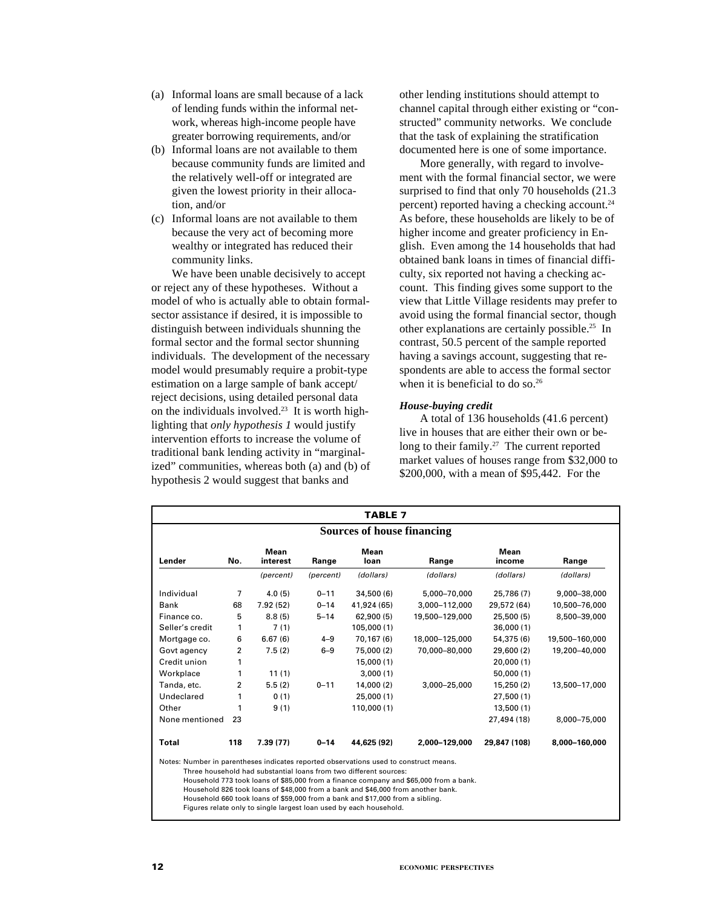(a) Informal loans are small because of a lack of lending funds within the informal network, whereas high-income people have greater borrowing requirements, and/or
(b) Informal loans are not available to them because community funds are limited and the relatively well-off or integrated are given the lowest priority in their allocation, and/or
(c) Informal loans are not available to them because the very act of becoming more wealthy or integrated has reduced their community links.

We have been unable decisively to accept or reject any of these hypotheses. Without a model of who is actually able to obtain formal-sector assistance if desired, it is impossible to distinguish between individuals shunning the formal sector and the formal sector shunning individuals. The development of the necessary model would presumably require a probit-type estimation on a large sample of bank accept/reject decisions, using detailed personal data on the individuals involved.[23] It is worth highlighting that *only hypothesis 1* would justify intervention efforts to increase the volume of traditional bank lending activity in "marginalized" communities, whereas both (a) and (b) of hypothesis 2 would suggest that banks and other lending institutions should attempt to channel capital through either existing or "constructed" community networks. We conclude that the task of explaining the stratification documented here is one of some importance.

More generally, with regard to involvement with the formal financial sector, we were surprised to find that only 70 households (21.3 percent) reported having a checking account.[24] As before, these households are likely to be of higher income and greater proficiency in English. Even among the 14 households that had obtained bank loans in times of financial difficulty, six reported not having a checking account. This finding gives some support to the view that Little Village residents may prefer to avoid using the formal financial sector, though other explanations are certainly possible.[25] In contrast, 50.5 percent of the sample reported having a savings account, suggesting that respondents are able to access the formal sector when it is beneficial to do so.[26]

***House-buying credit***

A total of 136 households (41.6 percent) live in houses that are either their own or belong to their family.[27] The current reported market values of houses range from $32,000 to $200,000, with a mean of $95,442. For the

**TABLE 7**

**Sources of house financing**

| Lender | No. | Mean interest | Range | Mean loan | Range | Mean income | Range |
|---|---|---|---|---|---|---|---|
| | | *(percent)* | *(percent)* | *(dollars)* | *(dollars)* | *(dollars)* | *(dollars)* |
| Individual | 7 | 4.0 (5) | 0–11 | 34,500 (6) | 5,000–70,000 | 25,786 (7) | 9,000–38,000 |
| Bank | 68 | 7.92 (52) | 0–14 | 41,924 (65) | 3,000–112,000 | 29,572 (64) | 10,500–76,000 |
| Finance co. | 5 | 8.8 (5) | 5–14 | 62,900 (5) | 19,500–129,000 | 25,500 (5) | 8,500–39,000 |
| Seller's credit | 1 | 7 (1) | | 105,000 (1) | | 36,000 (1) | |
| Mortgage co. | 6 | 6.67 (6) | 4–9 | 70,167 (6) | 18,000–125,000 | 54,375 (6) | 19,500–160,000 |
| Govt agency | 2 | 7.5 (2) | 6–9 | 75,000 (2) | 70,000–80,000 | 29,600 (2) | 19,200–40,000 |
| Credit union | 1 | | | 15,000 (1) | | 20,000 (1) | |
| Workplace | 1 | 11 (1) | | 3,000 (1) | | 50,000 (1) | |
| Tanda, etc. | 2 | 5.5 (2) | 0–11 | 14,000 (2) | 3,000–25,000 | 15,250 (2) | 13,500–17,000 |
| Undeclared | 1 | 0 (1) | | 25,000 (1) | | 27,500 (1) | |
| Other | 1 | 9 (1) | | 110,000 (1) | | 13,500 (1) | |
| None mentioned | 23 | | | | | 27,494 (18) | 8,000–75,000 |
| **Total** | **118** | **7.39 (77)** | **0–14** | **44,625 (92)** | **2,000–129,000** | **29,847 (108)** | **8,000–160,000** |

Notes: Number in parentheses indicates reported observations used to construct means.
Three household had substantial loans from two different sources:
Household 773 took loans of $85,000 from a finance company and $65,000 from a bank.
Household 826 took loans of $48,000 from a bank and $46,000 from another bank.
Household 660 took loans of $59,000 from a bank and $17,000 from a sibling.
Figures relate only to single largest loan used by each household.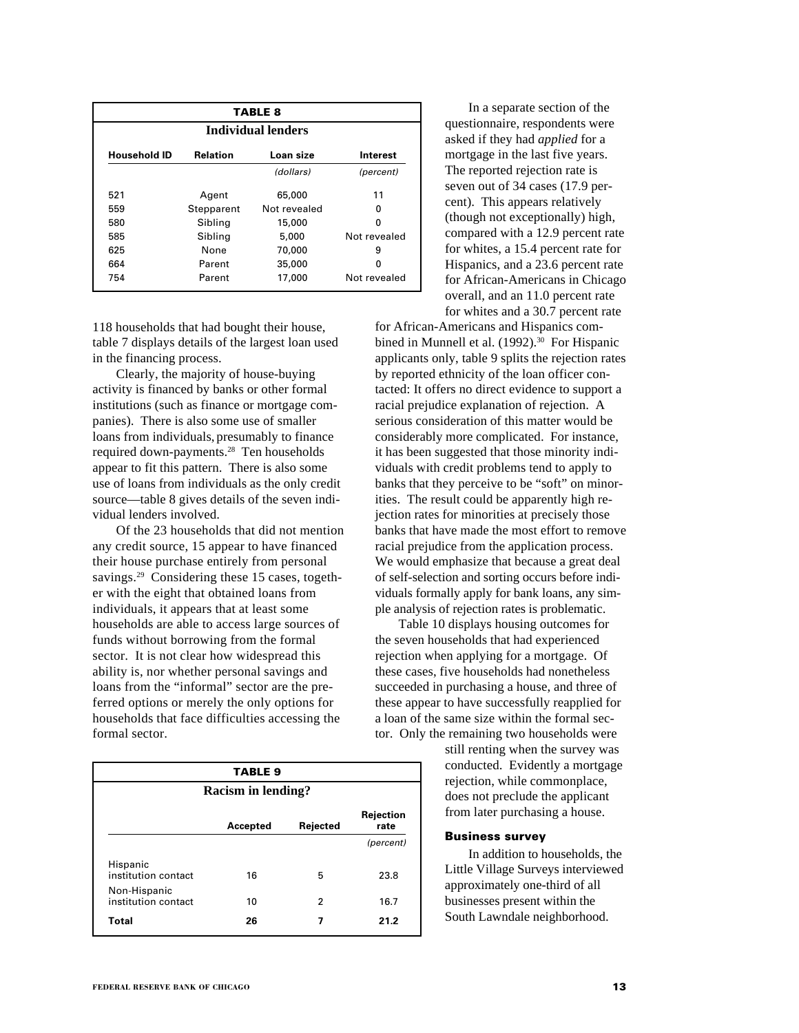**TABLE 8**

**Individual lenders**

| Household ID | Relation | Loan size | Interest |
|---|---|---|---|
| | | *(dollars)* | *(percent)* |
| 521 | Agent | 65,000 | 11 |
| 559 | Stepparent | Not revealed | 0 |
| 580 | Sibling | 15,000 | 0 |
| 585 | Sibling | 5,000 | Not revealed |
| 625 | None | 70,000 | 9 |
| 664 | Parent | 35,000 | 0 |
| 754 | Parent | 17,000 | Not revealed |

118 households that had bought their house, table 7 displays details of the largest loan used in the financing process.

Clearly, the majority of house-buying activity is financed by banks or other formal institutions (such as finance or mortgage companies). There is also some use of smaller loans from individuals, presumably to finance required down-payments.[28] Ten households appear to fit this pattern. There is also some use of loans from individuals as the only credit source—table 8 gives details of the seven individual lenders involved.

Of the 23 households that did not mention any credit source, 15 appear to have financed their house purchase entirely from personal savings.[29] Considering these 15 cases, together with the eight that obtained loans from individuals, it appears that at least some households are able to access large sources of funds without borrowing from the formal sector. It is not clear how widespread this ability is, nor whether personal savings and loans from the "informal" sector are the preferred options or merely the only options for households that face difficulties accessing the formal sector.

**TABLE 9**

**Racism in lending?**

| | Accepted | Rejected | Rejection rate |
|---|---|---|---|
| | | | *(percent)* |
| Hispanic institution contact | 16 | 5 | 23.8 |
| Non-Hispanic institution contact | 10 | 2 | 16.7 |
| **Total** | **26** | **7** | **21.2** |

In a separate section of the questionnaire, respondents were asked if they had *applied* for a mortgage in the last five years. The reported rejection rate is seven out of 34 cases (17.9 percent). This appears relatively (though not exceptionally) high, compared with a 12.9 percent rate for whites, a 15.4 percent rate for Hispanics, and a 23.6 percent rate for African-Americans in Chicago overall, and an 11.0 percent rate for whites and a 30.7 percent rate for African-Americans and Hispanics combined in Munnell et al. (1992).[30] For Hispanic applicants only, table 9 splits the rejection rates by reported ethnicity of the loan officer contacted: It offers no direct evidence to support a racial prejudice explanation of rejection. A serious consideration of this matter would be considerably more complicated. For instance, it has been suggested that those minority individuals with credit problems tend to apply to banks that they perceive to be "soft" on minorities. The result could be apparently high rejection rates for minorities at precisely those banks that have made the most effort to remove racial prejudice from the application process. We would emphasize that because a great deal of self-selection and sorting occurs before individuals formally apply for bank loans, any simple analysis of rejection rates is problematic.

Table 10 displays housing outcomes for the seven households that had experienced rejection when applying for a mortgage. Of these cases, five households had nonetheless succeeded in purchasing a house, and three of these appear to have successfully reapplied for a loan of the same size within the formal sector. Only the remaining two households were still renting when the survey was conducted. Evidently a mortgage rejection, while commonplace, does not preclude the applicant from later purchasing a house.

### Business survey

In addition to households, the Little Village Surveys interviewed approximately one-third of all businesses present within the South Lawndale neighborhood.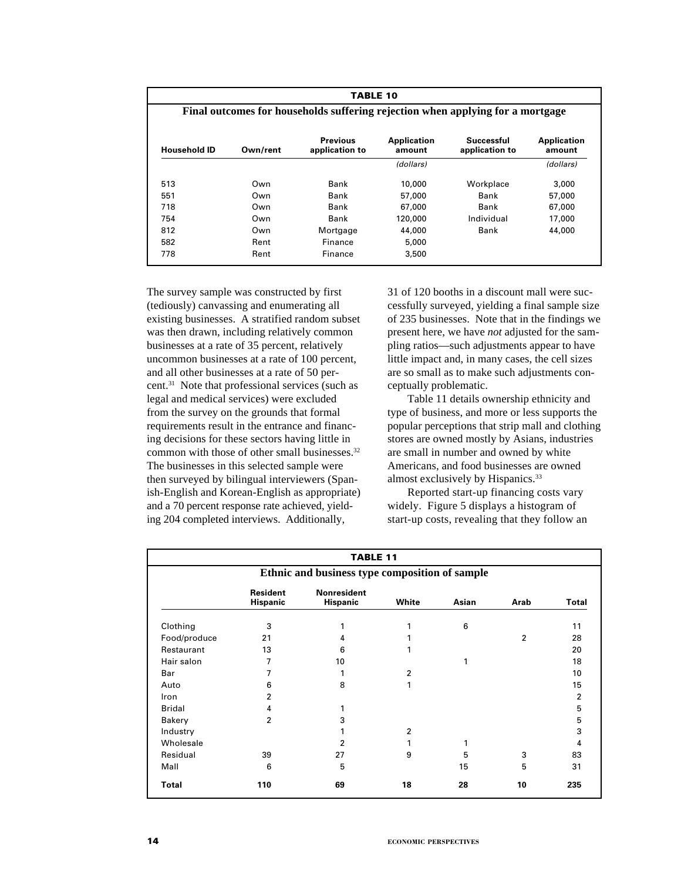**TABLE 10**

**Final outcomes for households suffering rejection when applying for a mortgage**

| Household ID | Own/rent | Previous application to | Application amount | Successful application to | Application amount |
|---|---|---|---|---|---|
| | | | *(dollars)* | | *(dollars)* |
| 513 | Own | Bank | 10,000 | Workplace | 3,000 |
| 551 | Own | Bank | 57,000 | Bank | 57,000 |
| 718 | Own | Bank | 67,000 | Bank | 67,000 |
| 754 | Own | Bank | 120,000 | Individual | 17,000 |
| 812 | Own | Mortgage | 44,000 | Bank | 44,000 |
| 582 | Rent | Finance | 5,000 | | |
| 778 | Rent | Finance | 3,500 | | |

The survey sample was constructed by first (tediously) canvassing and enumerating all existing businesses. A stratified random subset was then drawn, including relatively common businesses at a rate of 35 percent, relatively uncommon businesses at a rate of 100 percent, and all other businesses at a rate of 50 percent.[31] Note that professional services (such as legal and medical services) were excluded from the survey on the grounds that formal requirements result in the entrance and financing decisions for these sectors having little in common with those of other small businesses.[32] The businesses in this selected sample were then surveyed by bilingual interviewers (Spanish-English and Korean-English as appropriate) and a 70 percent response rate achieved, yielding 204 completed interviews. Additionally, 31 of 120 booths in a discount mall were successfully surveyed, yielding a final sample size of 235 businesses. Note that in the findings we present here, we have *not* adjusted for the sampling ratios—such adjustments appear to have little impact and, in many cases, the cell sizes are so small as to make such adjustments conceptually problematic.

Table 11 details ownership ethnicity and type of business, and more or less supports the popular perceptions that strip mall and clothing stores are owned mostly by Asians, industries are small in number and owned by white Americans, and food businesses are owned almost exclusively by Hispanics.[33]

Reported start-up financing costs vary widely. Figure 5 displays a histogram of start-up costs, revealing that they follow an

**TABLE 11**

**Ethnic and business type composition of sample**

| | Resident Hispanic | Nonresident Hispanic | White | Asian | Arab | Total |
|---|---|---|---|---|---|---|
| Clothing | 3 | 1 | 1 | 6 | | 11 |
| Food/produce | 21 | 4 | 1 | | 2 | 28 |
| Restaurant | 13 | 6 | 1 | | | 20 |
| Hair salon | 7 | 10 | | 1 | | 18 |
| Bar | 7 | 1 | 2 | | | 10 |
| Auto | 6 | 8 | 1 | | | 15 |
| Iron | 2 | | | | | 2 |
| Bridal | 4 | 1 | | | | 5 |
| Bakery | 2 | 3 | | | | 5 |
| Industry | | 1 | 2 | | | 3 |
| Wholesale | | 2 | 1 | 1 | | 4 |
| Residual | 39 | 27 | 9 | 5 | 3 | 83 |
| Mall | 6 | 5 | | 15 | 5 | 31 |
| **Total** | **110** | **69** | **18** | **28** | **10** | **235** |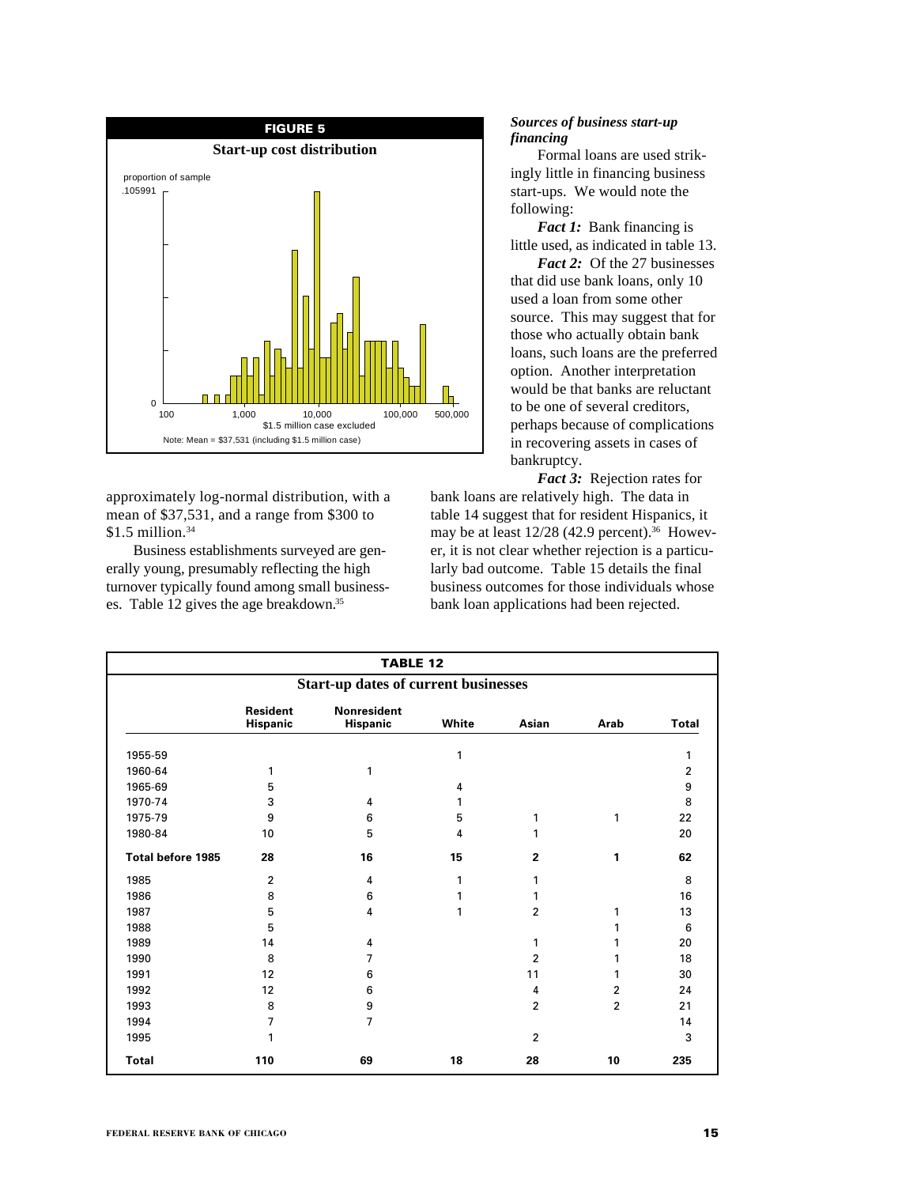**FIGURE 5**

**Start-up cost distribution**

proportion of sample

.105991

0

100 1,000 10,000 100,000 500,000

$1.5 million case excluded

Note: Mean = $37,531 (including $1.5 million case)

approximately log-normal distribution, with a mean of $37,531, and a range from $300 to $1.5 million.[34]

Business establishments surveyed are generally young, presumably reflecting the high turnover typically found among small businesses. Table 12 gives the age breakdown.[35]

### *Sources of business start-up financing*

Formal loans are used strikingly little in financing business start-ups. We would note the following:

***Fact 1:*** Bank financing is little used, as indicated in table 13.

***Fact 2:*** Of the 27 businesses that did use bank loans, only 10 used a loan from some other source. This may suggest that for those who actually obtain bank loans, such loans are the preferred option. Another interpretation would be that banks are reluctant to be one of several creditors, perhaps because of complications in recovering assets in cases of bankruptcy.

***Fact 3:*** Rejection rates for bank loans are relatively high. The data in table 14 suggest that for resident Hispanics, it may be at least 12/28 (42.9 percent).[36] However, it is not clear whether rejection is a particularly bad outcome. Table 15 details the final business outcomes for those individuals whose bank loan applications had been rejected.

**TABLE 12**

**Start-up dates of current businesses**

| | Resident Hispanic | Nonresident Hispanic | White | Asian | Arab | Total |
|---|---|---|---|---|---|---|
| 1955-59 | | | 1 | | | 1 |
| 1960-64 | 1 | 1 | | | | 2 |
| 1965-69 | 5 | | 4 | | | 9 |
| 1970-74 | 3 | 4 | 1 | | | 8 |
| 1975-79 | 9 | 6 | 5 | 1 | 1 | 22 |
| 1980-84 | 10 | 5 | 4 | 1 | | 20 |
| **Total before 1985** | **28** | **16** | **15** | **2** | **1** | **62** |
| 1985 | 2 | 4 | 1 | 1 | | 8 |
| 1986 | 8 | 6 | 1 | 1 | | 16 |
| 1987 | 5 | 4 | 1 | 2 | 1 | 13 |
| 1988 | 5 | | | | 1 | 6 |
| 1989 | 14 | 4 | | 1 | 1 | 20 |
| 1990 | 8 | 7 | | 2 | 1 | 18 |
| 1991 | 12 | 6 | | 11 | 1 | 30 |
| 1992 | 12 | 6 | | 4 | 2 | 24 |
| 1993 | 8 | 9 | | 2 | 2 | 21 |
| 1994 | 7 | 7 | | | | 14 |
| 1995 | 1 | | | 2 | | 3 |
| **Total** | **110** | **69** | **18** | **28** | **10** | **235** |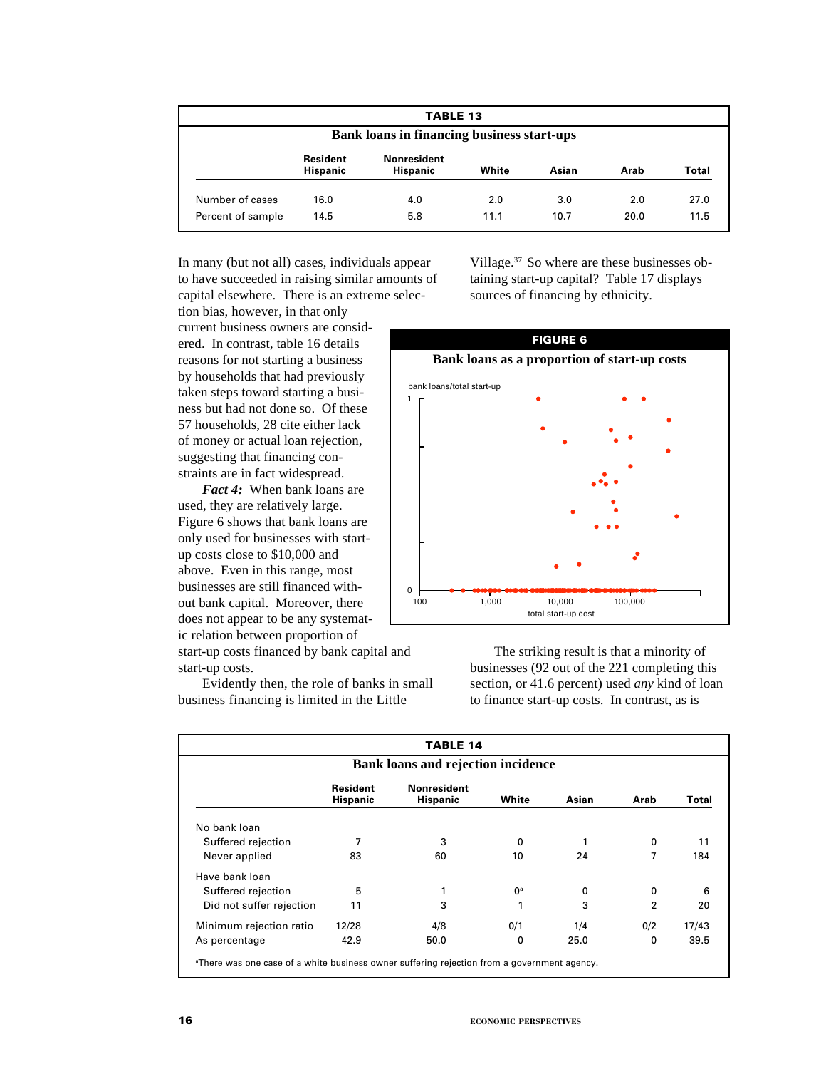**TABLE 13**

**Bank loans in financing business start-ups**

| | Resident Hispanic | Nonresident Hispanic | White | Asian | Arab | Total |
|---|---|---|---|---|---|---|
| Number of cases | 16.0 | 4.0 | 2.0 | 3.0 | 2.0 | 27.0 |
| Percent of sample | 14.5 | 5.8 | 11.1 | 10.7 | 20.0 | 11.5 |

In many (but not all) cases, individuals appear to have succeeded in raising similar amounts of capital elsewhere. There is an extreme selection bias, however, in that only current business owners are considered. In contrast, table 16 details reasons for not starting a business by households that had previously taken steps toward starting a business but had not done so. Of these 57 households, 28 cite either lack of money or actual loan rejection, suggesting that financing constraints are in fact widespread.

***Fact 4:*** When bank loans are used, they are relatively large. Figure 6 shows that bank loans are only used for businesses with start-up costs close to $10,000 and above. Even in this range, most businesses are still financed without bank capital. Moreover, there does not appear to be any systematic relation between proportion of start-up costs financed by bank capital and start-up costs.

Evidently then, the role of banks in small business financing is limited in the Little Village.[37] So where are these businesses obtaining start-up capital? Table 17 displays sources of financing by ethnicity.

**FIGURE 6**

**Bank loans as a proportion of start-up costs**

The striking result is that a minority of businesses (92 out of the 221 completing this section, or 41.6 percent) used *any* kind of loan to finance start-up costs. In contrast, as is

**TABLE 14**

**Bank loans and rejection incidence**

| | Resident Hispanic | Nonresident Hispanic | White | Asian | Arab | Total |
|---|---|---|---|---|---|---|
| No bank loan | | | | | | |
| Suffered rejection | 7 | 3 | 0 | 1 | 0 | 11 |
| Never applied | 83 | 60 | 10 | 24 | 7 | 184 |
| Have bank loan | | | | | | |
| Suffered rejection | 5 | 1 | 0[a] | 0 | 0 | 6 |
| Did not suffer rejection | 11 | 3 | 1 | 3 | 2 | 20 |
| Minimum rejection ratio | 12/28 | 4/8 | 0/1 | 1/4 | 0/2 | 17/43 |
| As percentage | 42.9 | 50.0 | 0 | 25.0 | 0 | 39.5 |

[a]There was one case of a white business owner suffering rejection from a government agency.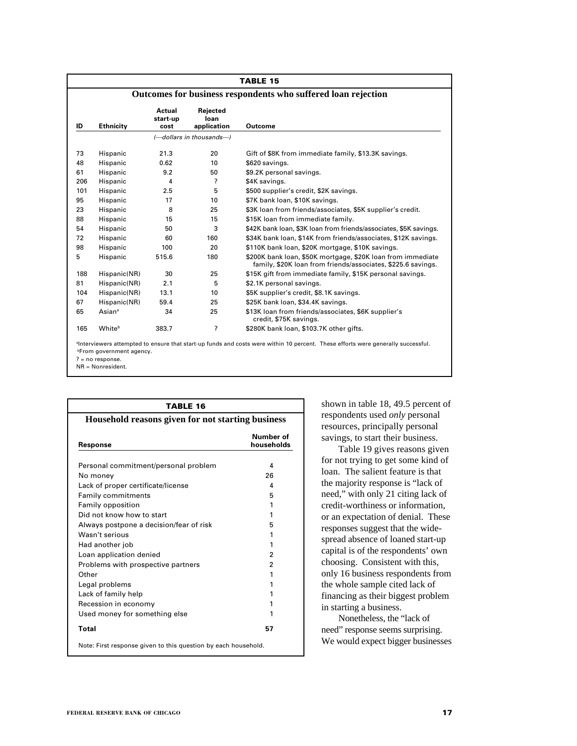**TABLE 15**

**Outcomes for business respondents who suffered loan rejection**

| ID | Ethnicity | Actual start-up cost | Rejected loan application | Outcome |
|---|---|---|---|---|
| | | (---dollars in thousands---) | | |
| 73 | Hispanic | 21.3 | 20 | Gift of $8K from immediate family, $13.3K savings. |
| 48 | Hispanic | 0.62 | 10 | $620 savings. |
| 61 | Hispanic | 9.2 | 50 | $9.2K personal savings. |
| 206 | Hispanic | 4 | ? | $4K savings. |
| 101 | Hispanic | 2.5 | 5 | $500 supplier's credit, $2K savings. |
| 95 | Hispanic | 17 | 10 | $7K bank loan, $10K savings. |
| 23 | Hispanic | 8 | 25 | $3K loan from friends/associates, $5K supplier's credit. |
| 88 | Hispanic | 15 | 15 | $15K loan from immediate family. |
| 54 | Hispanic | 50 | 3 | $42K bank loan, $3K loan from friends/associates, $5K savings. |
| 72 | Hispanic | 60 | 160 | $34K bank loan, $14K from friends/associates, $12K savings. |
| 98 | Hispanic | 100 | 20 | $110K bank loan, $20K mortgage, $10K savings. |
| 5 | Hispanic | 515.6 | 180 | $200K bank loan, $50K mortgage, $20K loan from immediate family, $20K loan from friends/associates, $225.6 savings. |
| 188 | Hispanic(NR) | 30 | 25 | $15K gift from immediate family, $15K personal savings. |
| 81 | Hispanic(NR) | 2.1 | 5 | $2.1K personal savings. |
| 104 | Hispanic(NR) | 13.1 | 10 | $5K supplier's credit, $8.1K savings. |
| 67 | Hispanic(NR) | 59.4 | 25 | $25K bank loan, $34.4K savings. |
| 65 | Asian[a] | 34 | 25 | $13K loan from friends/associates, $6K supplier's credit, $75K savings. |
| 165 | White[b] | 383.7 | ? | $280K bank loan, $103.7K other gifts. |

[a]Interviewers attempted to ensure that start-up funds and costs were within 10 percent. These efforts were generally successful.
[b]From government agency.
? = no response.
NR = Nonresident.

**TABLE 16**

**Household reasons given for not starting business**

| Response | Number of households |
|---|---|
| Personal commitment/personal problem | 4 |
| No money | 26 |
| Lack of proper certificate/license | 4 |
| Family commitments | 5 |
| Family opposition | 1 |
| Did not know how to start | 1 |
| Always postpone a decision/fear of risk | 5 |
| Wasn't serious | 1 |
| Had another job | 1 |
| Loan application denied | 2 |
| Problems with prospective partners | 2 |
| Other | 1 |
| Legal problems | 1 |
| Lack of family help | 1 |
| Recession in economy | 1 |
| Used money for something else | 1 |
| **Total** | **57** |

Note: First response given to this question by each household.

shown in table 18, 49.5 percent of respondents used *only* personal resources, principally personal savings, to start their business.

Table 19 gives reasons given for not trying to get some kind of loan. The salient feature is that the majority response is "lack of need," with only 21 citing lack of credit-worthiness or information, or an expectation of denial. These responses suggest that the widespread absence of loaned start-up capital is of the respondents' own choosing. Consistent with this, only 16 business respondents from the whole sample cited lack of financing as their biggest problem in starting a business.

Nonetheless, the "lack of need" response seems surprising. We would expect bigger businesses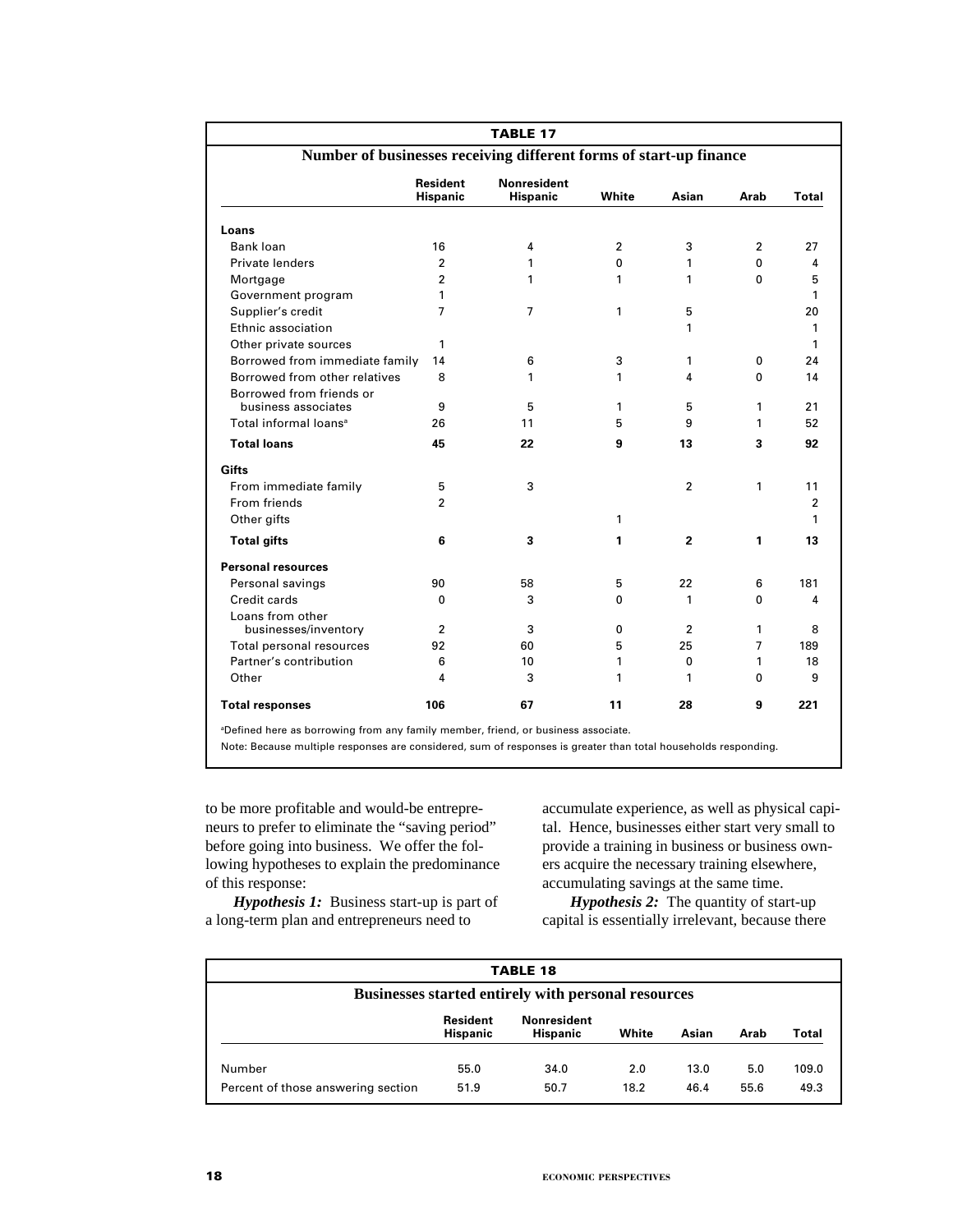**TABLE 17**

**Number of businesses receiving different forms of start-up finance**

| | Resident Hispanic | Nonresident Hispanic | White | Asian | Arab | Total |
|---|---|---|---|---|---|---|
| **Loans** | | | | | | |
| Bank loan | 16 | 4 | 2 | 3 | 2 | 27 |
| Private lenders | 2 | 1 | 0 | 1 | 0 | 4 |
| Mortgage | 2 | 1 | 1 | 1 | 0 | 5 |
| Government program | 1 | | | | | 1 |
| Supplier's credit | 7 | 7 | 1 | 5 | | 20 |
| Ethnic association | | | | 1 | | 1 |
| Other private sources | 1 | | | | | 1 |
| Borrowed from immediate family | 14 | 6 | 3 | 1 | 0 | 24 |
| Borrowed from other relatives | 8 | 1 | 1 | 4 | 0 | 14 |
| Borrowed from friends or business associates | 9 | 5 | 1 | 5 | 1 | 21 |
| Total informal loans[a] | 26 | 11 | 5 | 9 | 1 | 52 |
| **Total loans** | **45** | **22** | **9** | **13** | **3** | **92** |
| **Gifts** | | | | | | |
| From immediate family | 5 | 3 | | 2 | 1 | 11 |
| From friends | 2 | | | | | 2 |
| Other gifts | | | 1 | | | 1 |
| **Total gifts** | **6** | **3** | **1** | **2** | **1** | **13** |
| **Personal resources** | | | | | | |
| Personal savings | 90 | 58 | 5 | 22 | 6 | 181 |
| Credit cards | 0 | 3 | 0 | 1 | 0 | 4 |
| Loans from other businesses/inventory | 2 | 3 | 0 | 2 | 1 | 8 |
| Total personal resources | 92 | 60 | 5 | 25 | 7 | 189 |
| Partner's contribution | 6 | 10 | 1 | 0 | 1 | 18 |
| Other | 4 | 3 | 1 | 1 | 0 | 9 |
| **Total responses** | **106** | **67** | **11** | **28** | **9** | **221** |

[a]Defined here as borrowing from any family member, friend, or business associate.

Note: Because multiple responses are considered, sum of responses is greater than total households responding.

to be more profitable and would-be entrepreneurs to prefer to eliminate the "saving period" before going into business. We offer the following hypotheses to explain the predominance of this response:

***Hypothesis 1:*** Business start-up is part of a long-term plan and entrepreneurs need to accumulate experience, as well as physical capital. Hence, businesses either start very small to provide a training in business or business owners acquire the necessary training elsewhere, accumulating savings at the same time.

***Hypothesis 2:*** The quantity of start-up capital is essentially irrelevant, because there

**TABLE 18**

**Businesses started entirely with personal resources**

| | Resident Hispanic | Nonresident Hispanic | White | Asian | Arab | Total |
|---|---|---|---|---|---|---|
| Number | 55.0 | 34.0 | 2.0 | 13.0 | 5.0 | 109.0 |
| Percent of those answering section | 51.9 | 50.7 | 18.2 | 46.4 | 55.6 | 49.3 |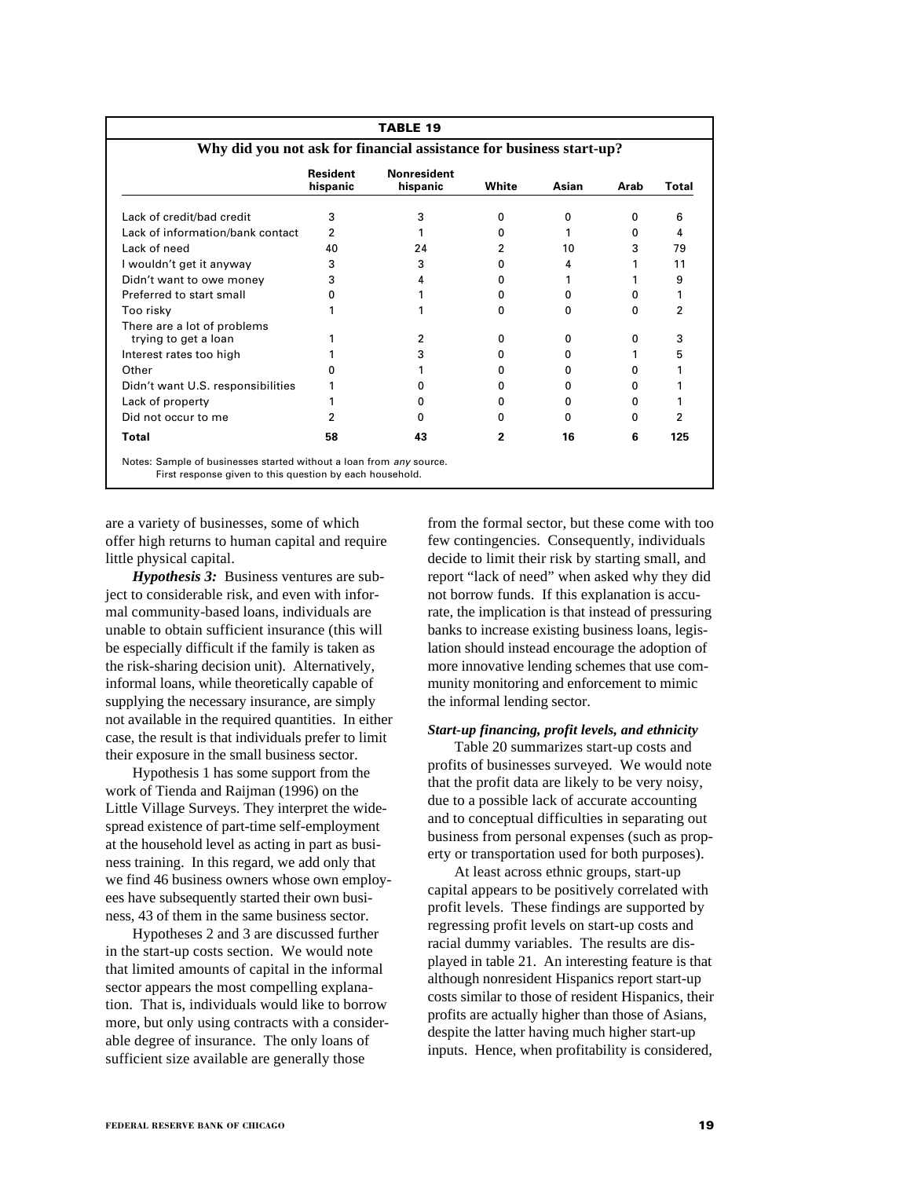**TABLE 19**

**Why did you not ask for financial assistance for business start-up?**

| | Resident hispanic | Nonresident hispanic | White | Asian | Arab | Total |
|---|---|---|---|---|---|---|
| Lack of credit/bad credit | 3 | 3 | 0 | 0 | 0 | 6 |
| Lack of information/bank contact | 2 | 1 | 0 | 1 | 0 | 4 |
| Lack of need | 40 | 24 | 2 | 10 | 3 | 79 |
| I wouldn't get it anyway | 3 | 3 | 0 | 4 | 1 | 11 |
| Didn't want to owe money | 3 | 4 | 0 | 1 | 1 | 9 |
| Preferred to start small | 0 | 1 | 0 | 0 | 0 | 1 |
| Too risky | 1 | 1 | 0 | 0 | 0 | 2 |
| There are a lot of problems trying to get a loan | 1 | 2 | 0 | 0 | 0 | 3 |
| Interest rates too high | 1 | 3 | 0 | 0 | 1 | 5 |
| Other | 0 | 1 | 0 | 0 | 0 | 1 |
| Didn't want U.S. responsibilities | 1 | 0 | 0 | 0 | 0 | 1 |
| Lack of property | 1 | 0 | 0 | 0 | 0 | 1 |
| Did not occur to me | 2 | 0 | 0 | 0 | 0 | 2 |
| **Total** | **58** | **43** | **2** | **16** | **6** | **125** |

Notes: Sample of businesses started without a loan from *any* source.
First response given to this question by each household.

are a variety of businesses, some of which offer high returns to human capital and require little physical capital.

***Hypothesis 3:*** Business ventures are subject to considerable risk, and even with informal community-based loans, individuals are unable to obtain sufficient insurance (this will be especially difficult if the family is taken as the risk-sharing decision unit). Alternatively, informal loans, while theoretically capable of supplying the necessary insurance, are simply not available in the required quantities. In either case, the result is that individuals prefer to limit their exposure in the small business sector.

Hypothesis 1 has some support from the work of Tienda and Raijman (1996) on the Little Village Surveys. They interpret the widespread existence of part-time self-employment at the household level as acting in part as business training. In this regard, we add only that we find 46 business owners whose own employees have subsequently started their own business, 43 of them in the same business sector.

Hypotheses 2 and 3 are discussed further in the start-up costs section. We would note that limited amounts of capital in the informal sector appears the most compelling explanation. That is, individuals would like to borrow more, but only using contracts with a considerable degree of insurance. The only loans of sufficient size available are generally those from the formal sector, but these come with too few contingencies. Consequently, individuals decide to limit their risk by starting small, and report "lack of need" when asked why they did not borrow funds. If this explanation is accurate, the implication is that instead of pressuring banks to increase existing business loans, legislation should instead encourage the adoption of more innovative lending schemes that use community monitoring and enforcement to mimic the informal lending sector.

***Start-up financing, profit levels, and ethnicity***

Table 20 summarizes start-up costs and profits of businesses surveyed. We would note that the profit data are likely to be very noisy, due to a possible lack of accurate accounting and to conceptual difficulties in separating out business from personal expenses (such as property or transportation used for both purposes).

At least across ethnic groups, start-up capital appears to be positively correlated with profit levels. These findings are supported by regressing profit levels on start-up costs and racial dummy variables. The results are displayed in table 21. An interesting feature is that although nonresident Hispanics report start-up costs similar to those of resident Hispanics, their profits are actually higher than those of Asians, despite the latter having much higher start-up inputs. Hence, when profitability is considered,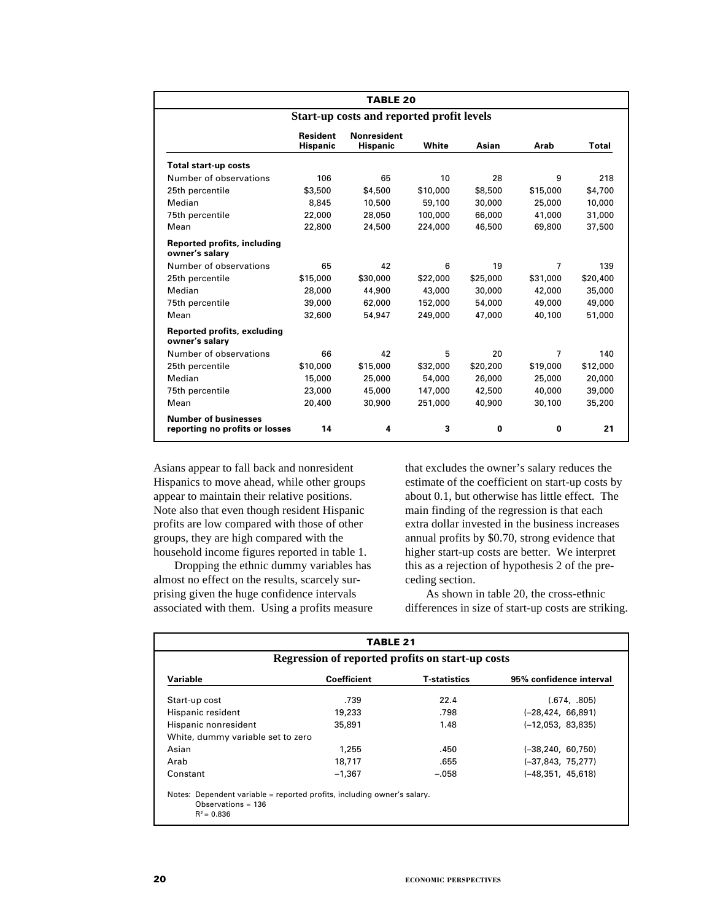**TABLE 20**

**Start-up costs and reported profit levels**

| | Resident Hispanic | Nonresident Hispanic | White | Asian | Arab | Total |
|---|---|---|---|---|---|---|
| **Total start-up costs** | | | | | | |
| Number of observations | 106 | 65 | 10 | 28 | 9 | 218 |
| 25th percentile | $3,500 | $4,500 | $10,000 | $8,500 | $15,000 | $4,700 |
| Median | 8,845 | 10,500 | 59,100 | 30,000 | 25,000 | 10,000 |
| 75th percentile | 22,000 | 28,050 | 100,000 | 66,000 | 41,000 | 31,000 |
| Mean | 22,800 | 24,500 | 224,000 | 46,500 | 69,800 | 37,500 |
| **Reported profits, including owner's salary** | | | | | | |
| Number of observations | 65 | 42 | 6 | 19 | 7 | 139 |
| 25th percentile | $15,000 | $30,000 | $22,000 | $25,000 | $31,000 | $20,400 |
| Median | 28,000 | 44,900 | 43,000 | 30,000 | 42,000 | 35,000 |
| 75th percentile | 39,000 | 62,000 | 152,000 | 54,000 | 49,000 | 49,000 |
| Mean | 32,600 | 54,947 | 249,000 | 47,000 | 40,100 | 51,000 |
| **Reported profits, excluding owner's salary** | | | | | | |
| Number of observations | 66 | 42 | 5 | 20 | 7 | 140 |
| 25th percentile | $10,000 | $15,000 | $32,000 | $20,200 | $19,000 | $12,000 |
| Median | 15,000 | 25,000 | 54,000 | 26,000 | 25,000 | 20,000 |
| 75th percentile | 23,000 | 45,000 | 147,000 | 42,500 | 40,000 | 39,000 |
| Mean | 20,400 | 30,900 | 251,000 | 40,900 | 30,100 | 35,200 |
| **Number of businesses reporting no profits or losses** | **14** | **4** | **3** | **0** | **0** | **21** |

Asians appear to fall back and nonresident Hispanics to move ahead, while other groups appear to maintain their relative positions. Note also that even though resident Hispanic profits are low compared with those of other groups, they are high compared with the household income figures reported in table 1.

Dropping the ethnic dummy variables has almost no effect on the results, scarcely surprising given the huge confidence intervals associated with them. Using a profits measure that excludes the owner's salary reduces the estimate of the coefficient on start-up costs by about 0.1, but otherwise has little effect. The main finding of the regression is that each extra dollar invested in the business increases annual profits by \$0.70, strong evidence that higher start-up costs are better. We interpret this as a rejection of hypothesis 2 of the preceding section.

As shown in table 20, the cross-ethnic differences in size of start-up costs are striking.

**TABLE 21**

**Regression of reported profits on start-up costs**

| Variable | Coefficient | T-statistics | 95% confidence interval |
|---|---|---|---|
| Start-up cost | .739 | 22.4 | (.674, .805) |
| Hispanic resident | 19,233 | .798 | (–28,424, 66,891) |
| Hispanic nonresident | 35,891 | 1.48 | (–12,053, 83,835) |
| White, dummy variable set to zero | | | |
| Asian | 1,255 | .450 | (–38,240, 60,750) |
| Arab | 18,717 | .655 | (–37,843, 75,277) |
| Constant | –1,367 | –.058 | (–48,351, 45,618) |

Notes: Dependent variable = reported profits, including owner's salary.
Observations = 136
$R^2 = 0.836$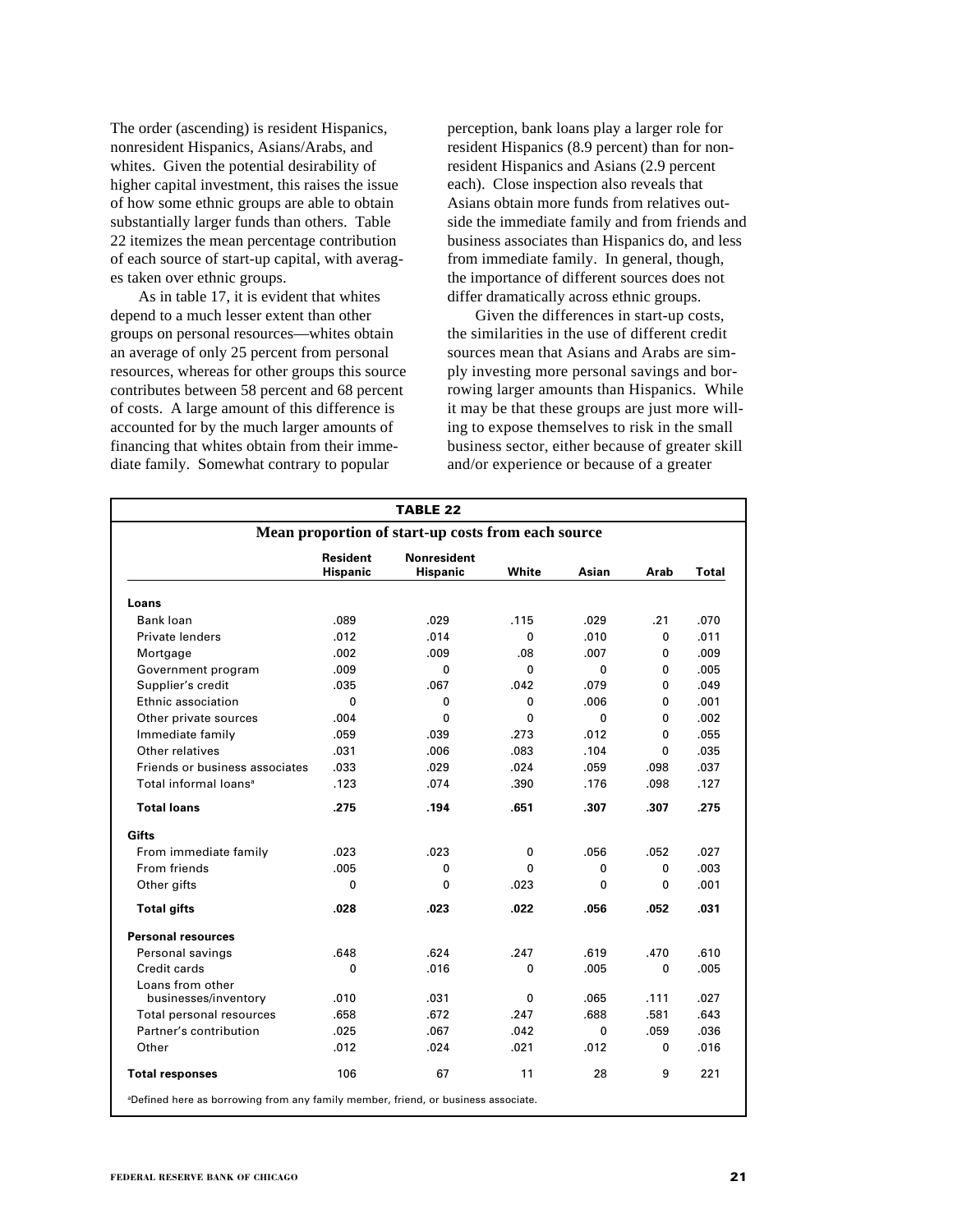The order (ascending) is resident Hispanics, nonresident Hispanics, Asians/Arabs, and whites. Given the potential desirability of higher capital investment, this raises the issue of how some ethnic groups are able to obtain substantially larger funds than others. Table 22 itemizes the mean percentage contribution of each source of start-up capital, with averages taken over ethnic groups.

As in table 17, it is evident that whites depend to a much lesser extent than other groups on personal resources—whites obtain an average of only 25 percent from personal resources, whereas for other groups this source contributes between 58 percent and 68 percent of costs. A large amount of this difference is accounted for by the much larger amounts of financing that whites obtain from their immediate family. Somewhat contrary to popular perception, bank loans play a larger role for resident Hispanics (8.9 percent) than for nonresident Hispanics and Asians (2.9 percent each). Close inspection also reveals that Asians obtain more funds from relatives outside the immediate family and from friends and business associates than Hispanics do, and less from immediate family. In general, though, the importance of different sources does not differ dramatically across ethnic groups.

Given the differences in start-up costs, the similarities in the use of different credit sources mean that Asians and Arabs are simply investing more personal savings and borrowing larger amounts than Hispanics. While it may be that these groups are just more willing to expose themselves to risk in the small business sector, either because of greater skill and/or experience or because of a greater

**TABLE 22**

**Mean proportion of start-up costs from each source**

| | Resident Hispanic | Nonresident Hispanic | White | Asian | Arab | Total |
|---|---|---|---|---|---|---|
| **Loans** | | | | | | |
| Bank loan | .089 | .029 | .115 | .029 | .21 | .070 |
| Private lenders | .012 | .014 | 0 | .010 | 0 | .011 |
| Mortgage | .002 | .009 | .08 | .007 | 0 | .009 |
| Government program | .009 | 0 | 0 | 0 | 0 | .005 |
| Supplier's credit | .035 | .067 | .042 | .079 | 0 | .049 |
| Ethnic association | 0 | 0 | 0 | .006 | 0 | .001 |
| Other private sources | .004 | 0 | 0 | 0 | 0 | .002 |
| Immediate family | .059 | .039 | .273 | .012 | 0 | .055 |
| Other relatives | .031 | .006 | .083 | .104 | 0 | .035 |
| Friends or business associates | .033 | .029 | .024 | .059 | .098 | .037 |
| Total informal loans[a] | .123 | .074 | .390 | .176 | .098 | .127 |
| **Total loans** | **.275** | **.194** | **.651** | **.307** | **.307** | **.275** |
| **Gifts** | | | | | | |
| From immediate family | .023 | .023 | 0 | .056 | .052 | .027 |
| From friends | .005 | 0 | 0 | 0 | 0 | .003 |
| Other gifts | 0 | 0 | .023 | 0 | 0 | .001 |
| **Total gifts** | **.028** | **.023** | **.022** | **.056** | **.052** | **.031** |
| **Personal resources** | | | | | | |
| Personal savings | .648 | .624 | .247 | .619 | .470 | .610 |
| Credit cards | 0 | .016 | 0 | .005 | 0 | .005 |
| Loans from other businesses/inventory | .010 | .031 | 0 | .065 | .111 | .027 |
| Total personal resources | .658 | .672 | .247 | .688 | .581 | .643 |
| Partner's contribution | .025 | .067 | .042 | 0 | .059 | .036 |
| Other | .012 | .024 | .021 | .012 | 0 | .016 |
| **Total responses** | 106 | 67 | 11 | 28 | 9 | 221 |

[a]Defined here as borrowing from any family member, friend, or business associate.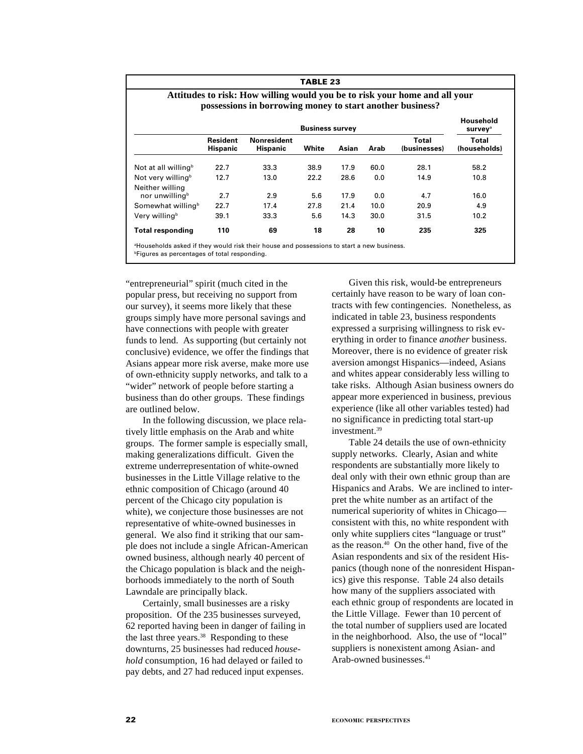**TABLE 23**

**Attitudes to risk: How willing would you be to risk your home and all your possessions in borrowing money to start another business?**

| | Business survey | | | | | | Household survey[a] |
|---|---|---|---|---|---|---|---|
| | Resident Hispanic | Nonresident Hispanic | White | Asian | Arab | Total (businesses) | Total (households) |
| Not at all willing[b] | 22.7 | 33.3 | 38.9 | 17.9 | 60.0 | 28.1 | 58.2 |
| Not very willing[b] | 12.7 | 13.0 | 22.2 | 28.6 | 0.0 | 14.9 | 10.8 |
| Neither willing nor unwilling[b] | 2.7 | 2.9 | 5.6 | 17.9 | 0.0 | 4.7 | 16.0 |
| Somewhat willing[b] | 22.7 | 17.4 | 27.8 | 21.4 | 10.0 | 20.9 | 4.9 |
| Very willing[b] | 39.1 | 33.3 | 5.6 | 14.3 | 30.0 | 31.5 | 10.2 |
| **Total responding** | **110** | **69** | **18** | **28** | **10** | **235** | **325** |

[a]Households asked if they would risk their house and possessions to start a new business.
[b]Figures as percentages of total responding.

"entrepreneurial" spirit (much cited in the popular press, but receiving no support from our survey), it seems more likely that these groups simply have more personal savings and have connections with people with greater funds to lend. As supporting (but certainly not conclusive) evidence, we offer the findings that Asians appear more risk averse, make more use of own-ethnicity supply networks, and talk to a "wider" network of people before starting a business than do other groups. These findings are outlined below.

In the following discussion, we place relatively little emphasis on the Arab and white groups. The former sample is especially small, making generalizations difficult. Given the extreme underrepresentation of white-owned businesses in the Little Village relative to the ethnic composition of Chicago (around 40 percent of the Chicago city population is white), we conjecture those businesses are not representative of white-owned businesses in general. We also find it striking that our sample does not include a single African-American owned business, although nearly 40 percent of the Chicago population is black and the neighborhoods immediately to the north of South Lawndale are principally black.

Certainly, small businesses are a risky proposition. Of the 235 businesses surveyed, 62 reported having been in danger of failing in the last three years.[38] Responding to these downturns, 25 businesses had reduced *household* consumption, 16 had delayed or failed to pay debts, and 27 had reduced input expenses.

Given this risk, would-be entrepreneurs certainly have reason to be wary of loan contracts with few contingencies. Nonetheless, as indicated in table 23, business respondents expressed a surprising willingness to risk everything in order to finance *another* business. Moreover, there is no evidence of greater risk aversion amongst Hispanics—indeed, Asians and whites appear considerably less willing to take risks. Although Asian business owners do appear more experienced in business, previous experience (like all other variables tested) had no significance in predicting total start-up investment.[39]

Table 24 details the use of own-ethnicity supply networks. Clearly, Asian and white respondents are substantially more likely to deal only with their own ethnic group than are Hispanics and Arabs. We are inclined to interpret the white number as an artifact of the numerical superiority of whites in Chicago—consistent with this, no white respondent with only white suppliers cites "language or trust" as the reason.[40] On the other hand, five of the Asian respondents and six of the resident Hispanics (though none of the nonresident Hispanics) give this response. Table 24 also details how many of the suppliers associated with each ethnic group of respondents are located in the Little Village. Fewer than 10 percent of the total number of suppliers used are located in the neighborhood. Also, the use of "local" suppliers is nonexistent among Asian- and Arab-owned businesses.[41]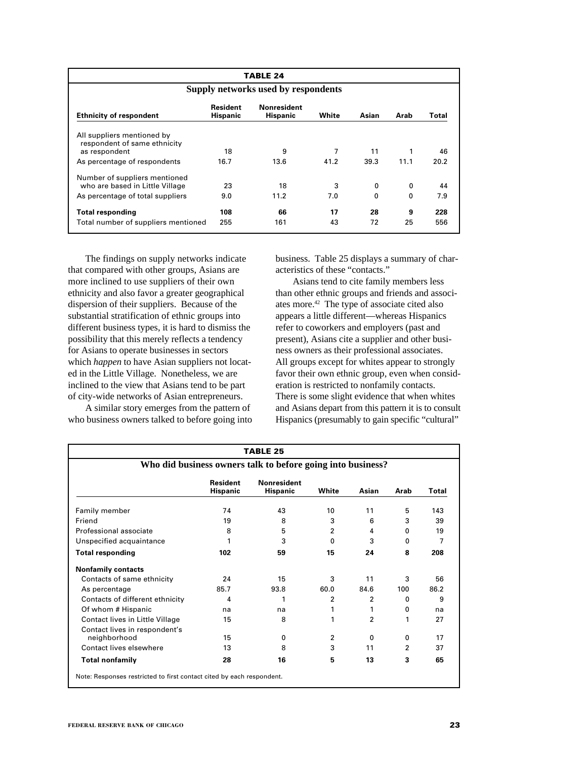**TABLE 24**

**Supply networks used by respondents**

| Ethnicity of respondent | Resident Hispanic | Nonresident Hispanic | White | Asian | Arab | Total |
|---|---|---|---|---|---|---|
| All suppliers mentioned by respondent of same ethnicity as respondent | 18 | 9 | 7 | 11 | 1 | 46 |
| As percentage of respondents | 16.7 | 13.6 | 41.2 | 39.3 | 11.1 | 20.2 |
| Number of suppliers mentioned who are based in Little Village | 23 | 18 | 3 | 0 | 0 | 44 |
| As percentage of total suppliers | 9.0 | 11.2 | 7.0 | 0 | 0 | 7.9 |
| **Total responding** | **108** | **66** | **17** | **28** | **9** | **228** |
| Total number of suppliers mentioned | 255 | 161 | 43 | 72 | 25 | 556 |

The findings on supply networks indicate that compared with other groups, Asians are more inclined to use suppliers of their own ethnicity and also favor a greater geographical dispersion of their suppliers. Because of the substantial stratification of ethnic groups into different business types, it is hard to dismiss the possibility that this merely reflects a tendency for Asians to operate businesses in sectors which *happen* to have Asian suppliers not located in the Little Village. Nonetheless, we are inclined to the view that Asians tend to be part of city-wide networks of Asian entrepreneurs.

A similar story emerges from the pattern of who business owners talked to before going into business. Table 25 displays a summary of characteristics of these "contacts."

Asians tend to cite family members less than other ethnic groups and friends and associates more.[42] The type of associate cited also appears a little different—whereas Hispanics refer to coworkers and employers (past and present), Asians cite a supplier and other business owners as their professional associates. All groups except for whites appear to strongly favor their own ethnic group, even when consideration is restricted to nonfamily contacts. There is some slight evidence that when whites and Asians depart from this pattern it is to consult Hispanics (presumably to gain specific "cultural"

**TABLE 25**

**Who did business owners talk to before going into business?**

| | Resident Hispanic | Nonresident Hispanic | White | Asian | Arab | Total |
|---|---|---|---|---|---|---|
| Family member | 74 | 43 | 10 | 11 | 5 | 143 |
| Friend | 19 | 8 | 3 | 6 | 3 | 39 |
| Professional associate | 8 | 5 | 2 | 4 | 0 | 19 |
| Unspecified acquaintance | 1 | 3 | 0 | 3 | 0 | 7 |
| **Total responding** | **102** | **59** | **15** | **24** | **8** | **208** |
| **Nonfamily contacts** | | | | | | |
| Contacts of same ethnicity | 24 | 15 | 3 | 11 | 3 | 56 |
| As percentage | 85.7 | 93.8 | 60.0 | 84.6 | 100 | 86.2 |
| Contacts of different ethnicity | 4 | 1 | 2 | 2 | 0 | 9 |
| Of whom # Hispanic | na | na | 1 | 1 | 0 | na |
| Contact lives in Little Village | 15 | 8 | 1 | 2 | 1 | 27 |
| Contact lives in respondent's neighborhood | 15 | 0 | 2 | 0 | 0 | 17 |
| Contact lives elsewhere | 13 | 8 | 3 | 11 | 2 | 37 |
| **Total nonfamily** | **28** | **16** | **5** | **13** | **3** | **65** |

Note: Responses restricted to first contact cited by each respondent.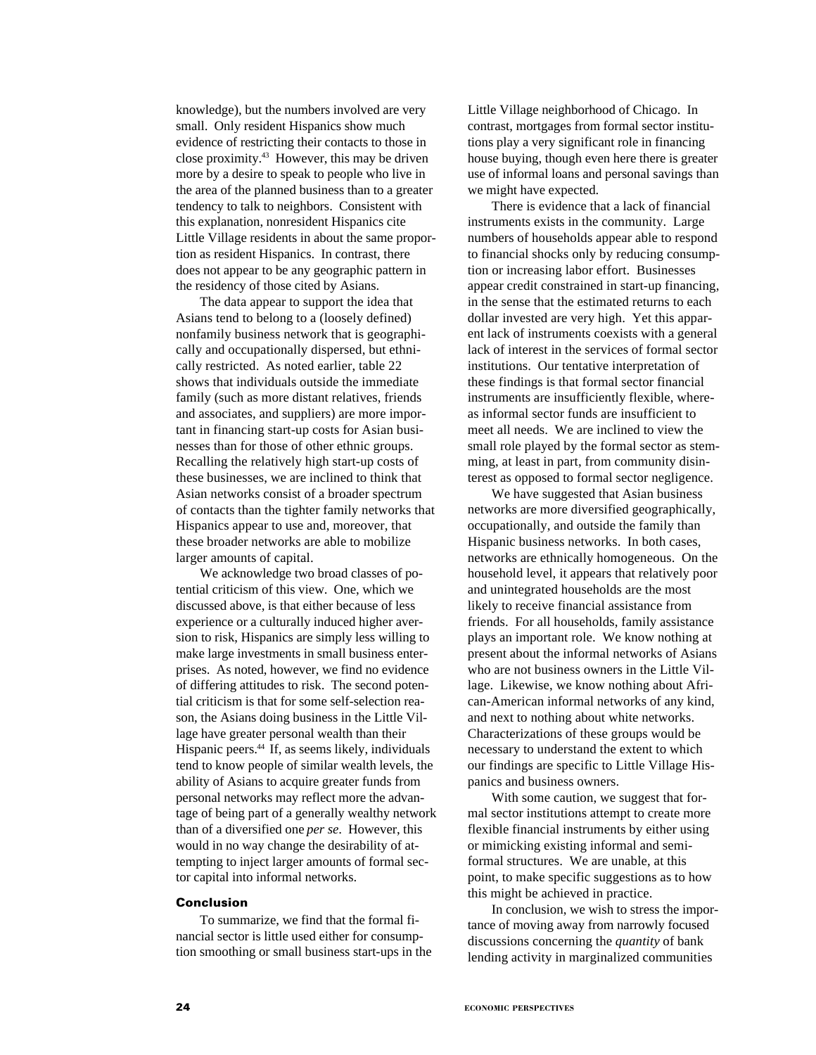knowledge), but the numbers involved are very small. Only resident Hispanics show much evidence of restricting their contacts to those in close proximity.[43] However, this may be driven more by a desire to speak to people who live in the area of the planned business than to a greater tendency to talk to neighbors. Consistent with this explanation, nonresident Hispanics cite Little Village residents in about the same proportion as resident Hispanics. In contrast, there does not appear to be any geographic pattern in the residency of those cited by Asians.

The data appear to support the idea that Asians tend to belong to a (loosely defined) nonfamily business network that is geographically and occupationally dispersed, but ethnically restricted. As noted earlier, table 22 shows that individuals outside the immediate family (such as more distant relatives, friends and associates, and suppliers) are more important in financing start-up costs for Asian businesses than for those of other ethnic groups. Recalling the relatively high start-up costs of these businesses, we are inclined to think that Asian networks consist of a broader spectrum of contacts than the tighter family networks that Hispanics appear to use and, moreover, that these broader networks are able to mobilize larger amounts of capital.

We acknowledge two broad classes of potential criticism of this view. One, which we discussed above, is that either because of less experience or a culturally induced higher aversion to risk, Hispanics are simply less willing to make large investments in small business enterprises. As noted, however, we find no evidence of differing attitudes to risk. The second potential criticism is that for some self-selection reason, the Asians doing business in the Little Village have greater personal wealth than their Hispanic peers.[44] If, as seems likely, individuals tend to know people of similar wealth levels, the ability of Asians to acquire greater funds from personal networks may reflect more the advantage of being part of a generally wealthy network than of a diversified one *per se*. However, this would in no way change the desirability of attempting to inject larger amounts of formal sector capital into informal networks.

## Conclusion

To summarize, we find that the formal financial sector is little used either for consumption smoothing or small business start-ups in the Little Village neighborhood of Chicago. In contrast, mortgages from formal sector institutions play a very significant role in financing house buying, though even here there is greater use of informal loans and personal savings than we might have expected.

There is evidence that a lack of financial instruments exists in the community. Large numbers of households appear able to respond to financial shocks only by reducing consumption or increasing labor effort. Businesses appear credit constrained in start-up financing, in the sense that the estimated returns to each dollar invested are very high. Yet this apparent lack of instruments coexists with a general lack of interest in the services of formal sector institutions. Our tentative interpretation of these findings is that formal sector financial instruments are insufficiently flexible, whereas informal sector funds are insufficient to meet all needs. We are inclined to view the small role played by the formal sector as stemming, at least in part, from community disinterest as opposed to formal sector negligence.

We have suggested that Asian business networks are more diversified geographically, occupationally, and outside the family than Hispanic business networks. In both cases, networks are ethnically homogeneous. On the household level, it appears that relatively poor and unintegrated households are the most likely to receive financial assistance from friends. For all households, family assistance plays an important role. We know nothing at present about the informal networks of Asians who are not business owners in the Little Village. Likewise, we know nothing about African-American informal networks of any kind, and next to nothing about white networks. Characterizations of these groups would be necessary to understand the extent to which our findings are specific to Little Village Hispanics and business owners.

With some caution, we suggest that formal sector institutions attempt to create more flexible financial instruments by either using or mimicking existing informal and semiformal structures. We are unable, at this point, to make specific suggestions as to how this might be achieved in practice.

In conclusion, we wish to stress the importance of moving away from narrowly focused discussions concerning the *quantity* of bank lending activity in marginalized communities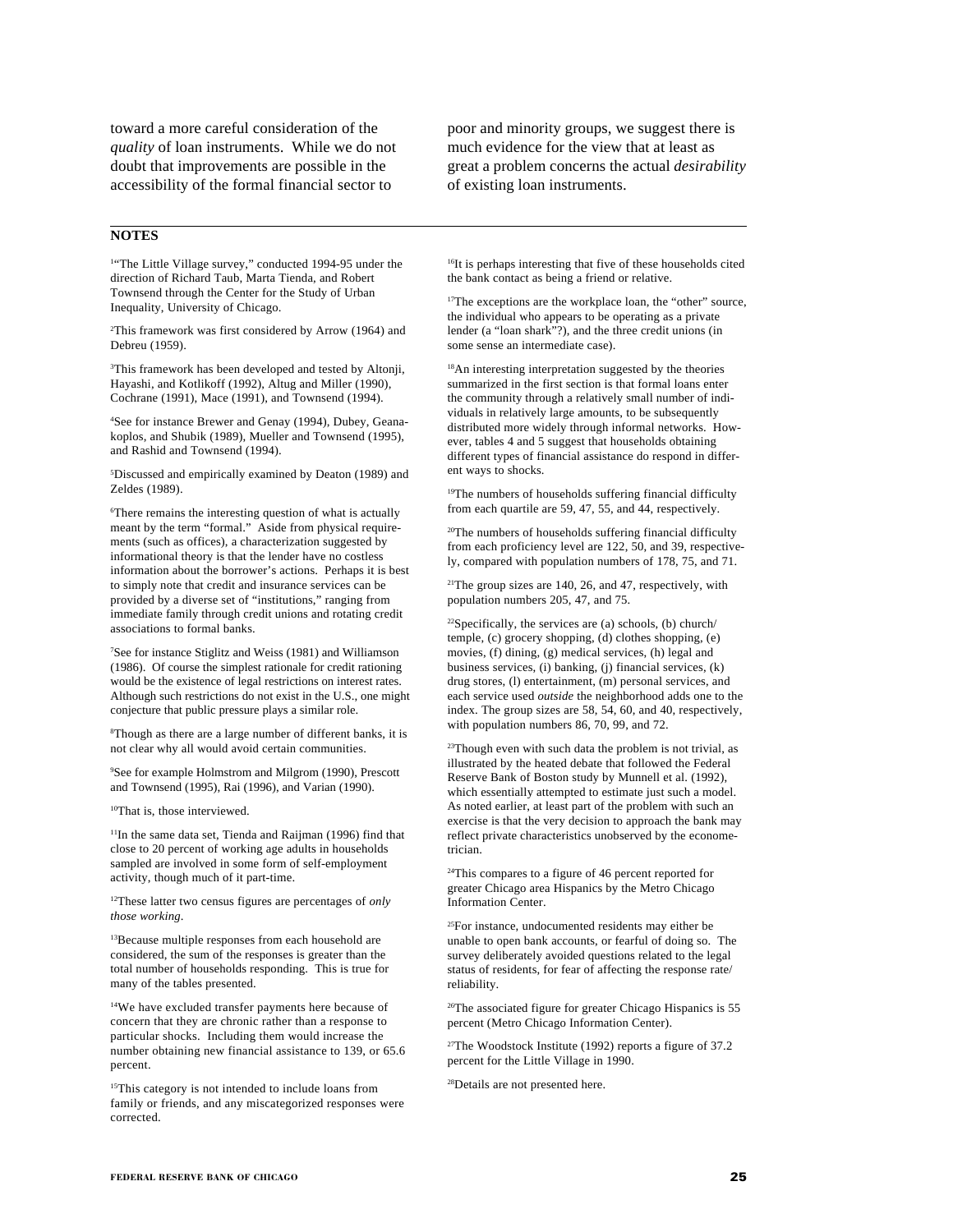toward a more careful consideration of the *quality* of loan instruments. While we do not doubt that improvements are possible in the accessibility of the formal financial sector to poor and minority groups, we suggest there is much evidence for the view that at least as great a problem concerns the actual *desirability* of existing loan instruments.

## NOTES

[1]"The Little Village survey," conducted 1994-95 under the direction of Richard Taub, Marta Tienda, and Robert Townsend through the Center for the Study of Urban Inequality, University of Chicago.

[2]This framework was first considered by Arrow (1964) and Debreu (1959).

[3]This framework has been developed and tested by Altonji, Hayashi, and Kotlikoff (1992), Altug and Miller (1990), Cochrane (1991), Mace (1991), and Townsend (1994).

[4]See for instance Brewer and Genay (1994), Dubey, Geanakoplos, and Shubik (1989), Mueller and Townsend (1995), and Rashid and Townsend (1994).

[5]Discussed and empirically examined by Deaton (1989) and Zeldes (1989).

[6]There remains the interesting question of what is actually meant by the term "formal." Aside from physical requirements (such as offices), a characterization suggested by informational theory is that the lender have no costless information about the borrower's actions. Perhaps it is best to simply note that credit and insurance services can be provided by a diverse set of "institutions," ranging from immediate family through credit unions and rotating credit associations to formal banks.

[7]See for instance Stiglitz and Weiss (1981) and Williamson (1986). Of course the simplest rationale for credit rationing would be the existence of legal restrictions on interest rates. Although such restrictions do not exist in the U.S., one might conjecture that public pressure plays a similar role.

[8]Though as there are a large number of different banks, it is not clear why all would avoid certain communities.

[9]See for example Holmstrom and Milgrom (1990), Prescott and Townsend (1995), Rai (1996), and Varian (1990).

[10]That is, those interviewed.

[11]In the same data set, Tienda and Raijman (1996) find that close to 20 percent of working age adults in households sampled are involved in some form of self-employment activity, though much of it part-time.

[12]These latter two census figures are percentages of *only those working*.

[13]Because multiple responses from each household are considered, the sum of the responses is greater than the total number of households responding. This is true for many of the tables presented.

[14]We have excluded transfer payments here because of concern that they are chronic rather than a response to particular shocks. Including them would increase the number obtaining new financial assistance to 139, or 65.6 percent.

[15]This category is not intended to include loans from family or friends, and any miscategorized responses were corrected.

[16]It is perhaps interesting that five of these households cited the bank contact as being a friend or relative.

[17]The exceptions are the workplace loan, the "other" source, the individual who appears to be operating as a private lender (a "loan shark"?), and the three credit unions (in some sense an intermediate case).

[18]An interesting interpretation suggested by the theories summarized in the first section is that formal loans enter the community through a relatively small number of individuals in relatively large amounts, to be subsequently distributed more widely through informal networks. However, tables 4 and 5 suggest that households obtaining different types of financial assistance do respond in different ways to shocks.

[19]The numbers of households suffering financial difficulty from each quartile are 59, 47, 55, and 44, respectively.

[20]The numbers of households suffering financial difficulty from each proficiency level are 122, 50, and 39, respectively, compared with population numbers of 178, 75, and 71.

[21]The group sizes are 140, 26, and 47, respectively, with population numbers 205, 47, and 75.

[22]Specifically, the services are (a) schools, (b) church/temple, (c) grocery shopping, (d) clothes shopping, (e) movies, (f) dining, (g) medical services, (h) legal and business services, (i) banking, (j) financial services, (k) drug stores, (l) entertainment, (m) personal services, and each service used *outside* the neighborhood adds one to the index. The group sizes are 58, 54, 60, and 40, respectively, with population numbers 86, 70, 99, and 72.

[23]Though even with such data the problem is not trivial, as illustrated by the heated debate that followed the Federal Reserve Bank of Boston study by Munnell et al. (1992), which essentially attempted to estimate just such a model. As noted earlier, at least part of the problem with such an exercise is that the very decision to approach the bank may reflect private characteristics unobserved by the econometrician.

[24]This compares to a figure of 46 percent reported for greater Chicago area Hispanics by the Metro Chicago Information Center.

[25]For instance, undocumented residents may either be unable to open bank accounts, or fearful of doing so. The survey deliberately avoided questions related to the legal status of residents, for fear of affecting the response rate/reliability.

[26]The associated figure for greater Chicago Hispanics is 55 percent (Metro Chicago Information Center).

[27]The Woodstock Institute (1992) reports a figure of 37.2 percent for the Little Village in 1990.

[28]Details are not presented here.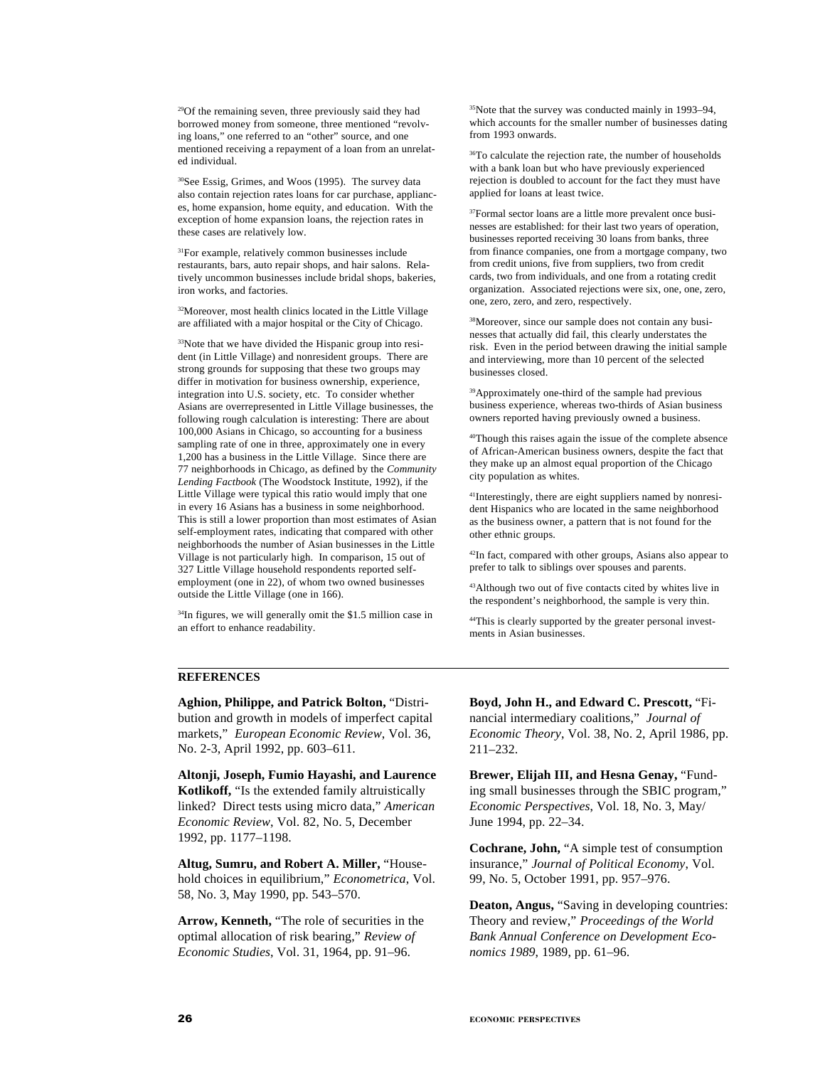[29]Of the remaining seven, three previously said they had borrowed money from someone, three mentioned "revolving loans," one referred to an "other" source, and one mentioned receiving a repayment of a loan from an unrelated individual.

[30]See Essig, Grimes, and Woos (1995). The survey data also contain rejection rates loans for car purchase, appliances, home expansion, home equity, and education. With the exception of home expansion loans, the rejection rates in these cases are relatively low.

[31]For example, relatively common businesses include restaurants, bars, auto repair shops, and hair salons. Relatively uncommon businesses include bridal shops, bakeries, iron works, and factories.

[32]Moreover, most health clinics located in the Little Village are affiliated with a major hospital or the City of Chicago.

[33]Note that we have divided the Hispanic group into resident (in Little Village) and nonresident groups. There are strong grounds for supposing that these two groups may differ in motivation for business ownership, experience, integration into U.S. society, etc. To consider whether Asians are overrepresented in Little Village businesses, the following rough calculation is interesting: There are about 100,000 Asians in Chicago, so accounting for a business sampling rate of one in three, approximately one in every 1,200 has a business in the Little Village. Since there are 77 neighborhoods in Chicago, as defined by the *Community Lending Factbook* (The Woodstock Institute, 1992), if the Little Village were typical this ratio would imply that one in every 16 Asians has a business in some neighborhood. This is still a lower proportion than most estimates of Asian self-employment rates, indicating that compared with other neighborhoods the number of Asian businesses in the Little Village is not particularly high. In comparison, 15 out of 327 Little Village household respondents reported self-employment (one in 22), of whom two owned businesses outside the Little Village (one in 166).

[34]In figures, we will generally omit the $1.5 million case in an effort to enhance readability.

[35]Note that the survey was conducted mainly in 1993–94, which accounts for the smaller number of businesses dating from 1993 onwards.

[36]To calculate the rejection rate, the number of households with a bank loan but who have previously experienced rejection is doubled to account for the fact they must have applied for loans at least twice.

[37]Formal sector loans are a little more prevalent once businesses are established: for their last two years of operation, businesses reported receiving 30 loans from banks, three from finance companies, one from a mortgage company, two from credit unions, five from suppliers, two from credit cards, two from individuals, and one from a rotating credit organization. Associated rejections were six, one, one, zero, one, zero, zero, and zero, respectively.

[38]Moreover, since our sample does not contain any businesses that actually did fail, this clearly understates the risk. Even in the period between drawing the initial sample and interviewing, more than 10 percent of the selected businesses closed.

[39]Approximately one-third of the sample had previous business experience, whereas two-thirds of Asian business owners reported having previously owned a business.

[40]Though this raises again the issue of the complete absence of African-American business owners, despite the fact that they make up an almost equal proportion of the Chicago city population as whites.

[41]Interestingly, there are eight suppliers named by nonresident Hispanics who are located in the same neighborhood as the business owner, a pattern that is not found for the other ethnic groups.

[42]In fact, compared with other groups, Asians also appear to prefer to talk to siblings over spouses and parents.

[43]Although two out of five contacts cited by whites live in the respondent's neighborhood, the sample is very thin.

[44]This is clearly supported by the greater personal investments in Asian businesses.

## REFERENCES

**Aghion, Philippe, and Patrick Bolton,** "Distribution and growth in models of imperfect capital markets," *European Economic Review*, Vol. 36, No. 2-3, April 1992, pp. 603–611.

**Altonji, Joseph, Fumio Hayashi, and Laurence Kotlikoff,** "Is the extended family altruistically linked? Direct tests using micro data," *American Economic Review*, Vol. 82, No. 5, December 1992, pp. 1177–1198.

**Altug, Sumru, and Robert A. Miller,** "Household choices in equilibrium," *Econometrica*, Vol. 58, No. 3, May 1990, pp. 543–570.

**Arrow, Kenneth,** "The role of securities in the optimal allocation of risk bearing," *Review of Economic Studies*, Vol. 31, 1964, pp. 91–96.

**Boyd, John H., and Edward C. Prescott,** "Financial intermediary coalitions," *Journal of Economic Theory*, Vol. 38, No. 2, April 1986, pp. 211–232.

**Brewer, Elijah III, and Hesna Genay,** "Funding small businesses through the SBIC program," *Economic Perspectives*, Vol. 18, No. 3, May/June 1994, pp. 22–34.

**Cochrane, John,** "A simple test of consumption insurance," *Journal of Political Economy*, Vol. 99, No. 5, October 1991, pp. 957–976.

**Deaton, Angus,** "Saving in developing countries: Theory and review," *Proceedings of the World Bank Annual Conference on Development Economics 1989*, 1989, pp. 61–96.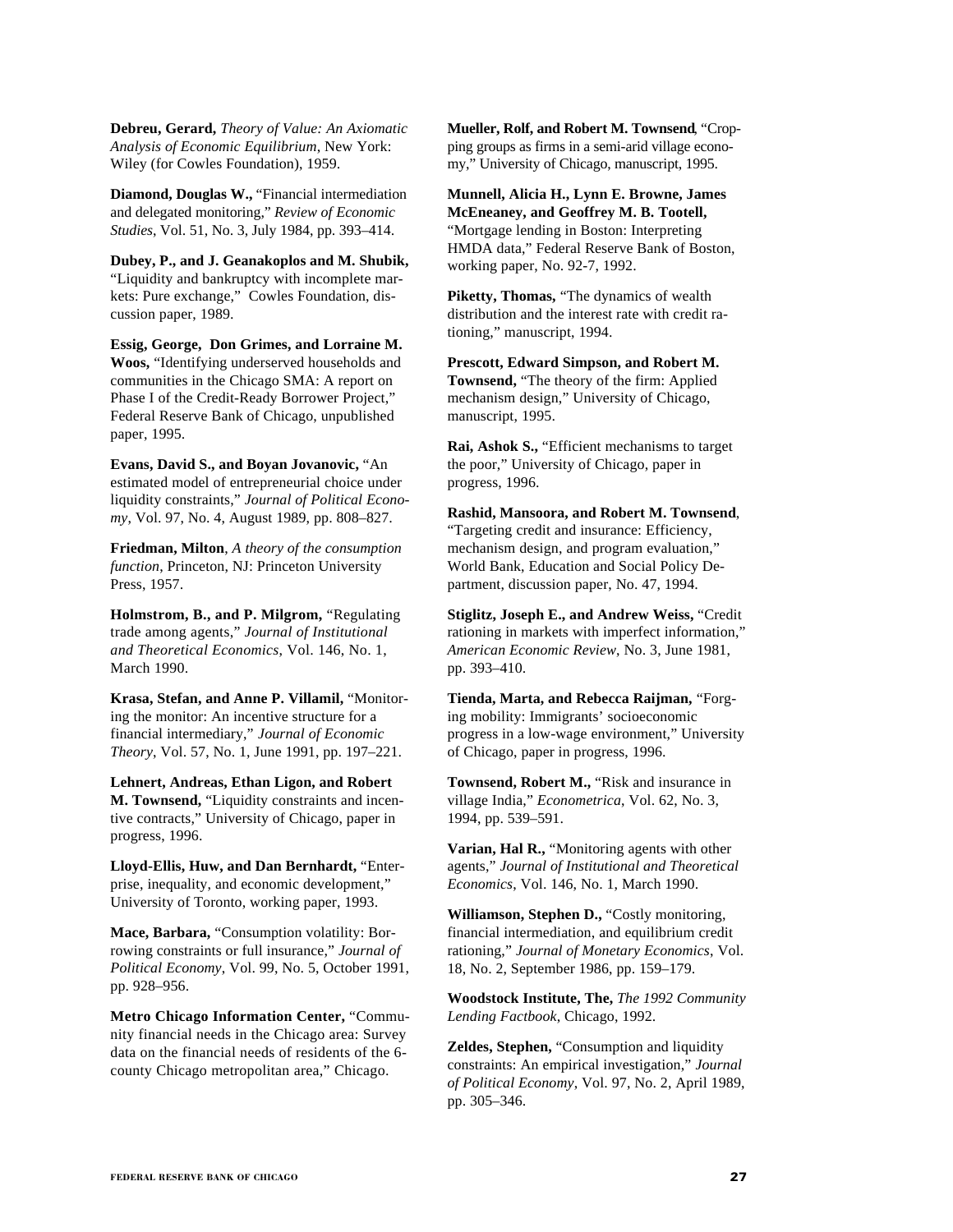**Debreu, Gerard,** *Theory of Value: An Axiomatic Analysis of Economic Equilibrium*, New York: Wiley (for Cowles Foundation), 1959.

**Diamond, Douglas W.,** "Financial intermediation and delegated monitoring," *Review of Economic Studies*, Vol. 51, No. 3, July 1984, pp. 393–414.

**Dubey, P., and J. Geanakoplos and M. Shubik,** "Liquidity and bankruptcy with incomplete markets: Pure exchange," Cowles Foundation, discussion paper, 1989.

**Essig, George, Don Grimes, and Lorraine M. Woos,** "Identifying underserved households and communities in the Chicago SMA: A report on Phase I of the Credit-Ready Borrower Project," Federal Reserve Bank of Chicago, unpublished paper, 1995.

**Evans, David S., and Boyan Jovanovic,** "An estimated model of entrepreneurial choice under liquidity constraints," *Journal of Political Economy*, Vol. 97, No. 4, August 1989, pp. 808–827.

**Friedman, Milton**, *A theory of the consumption function*, Princeton, NJ: Princeton University Press, 1957.

**Holmstrom, B., and P. Milgrom,** "Regulating trade among agents," *Journal of Institutional and Theoretical Economics*, Vol. 146, No. 1, March 1990.

**Krasa, Stefan, and Anne P. Villamil,** "Monitoring the monitor: An incentive structure for a financial intermediary," *Journal of Economic Theory*, Vol. 57, No. 1, June 1991, pp. 197–221.

**Lehnert, Andreas, Ethan Ligon, and Robert M. Townsend,** "Liquidity constraints and incentive contracts," University of Chicago, paper in progress, 1996.

**Lloyd-Ellis, Huw, and Dan Bernhardt,** "Enterprise, inequality, and economic development," University of Toronto, working paper, 1993.

**Mace, Barbara,** "Consumption volatility: Borrowing constraints or full insurance," *Journal of Political Economy*, Vol. 99, No. 5, October 1991, pp. 928–956.

**Metro Chicago Information Center,** "Community financial needs in the Chicago area: Survey data on the financial needs of residents of the 6-county Chicago metropolitan area," Chicago.

**Mueller, Rolf, and Robert M. Townsend**, "Cropping groups as firms in a semi-arid village economy," University of Chicago, manuscript, 1995.

**Munnell, Alicia H., Lynn E. Browne, James McEneaney, and Geoffrey M. B. Tootell,** "Mortgage lending in Boston: Interpreting HMDA data," Federal Reserve Bank of Boston, working paper, No. 92-7, 1992.

**Piketty, Thomas,** "The dynamics of wealth distribution and the interest rate with credit rationing," manuscript, 1994.

**Prescott, Edward Simpson, and Robert M. Townsend,** "The theory of the firm: Applied mechanism design," University of Chicago, manuscript, 1995.

**Rai, Ashok S.,** "Efficient mechanisms to target the poor," University of Chicago, paper in progress, 1996.

**Rashid, Mansoora, and Robert M. Townsend**, "Targeting credit and insurance: Efficiency, mechanism design, and program evaluation," World Bank, Education and Social Policy Department, discussion paper, No. 47, 1994.

**Stiglitz, Joseph E., and Andrew Weiss,** "Credit rationing in markets with imperfect information," *American Economic Review*, No. 3, June 1981, pp. 393–410.

**Tienda, Marta, and Rebecca Raijman,** "Forging mobility: Immigrants' socioeconomic progress in a low-wage environment," University of Chicago, paper in progress, 1996.

**Townsend, Robert M.,** "Risk and insurance in village India," *Econometrica*, Vol. 62, No. 3, 1994, pp. 539–591.

**Varian, Hal R.,** "Monitoring agents with other agents," *Journal of Institutional and Theoretical Economics*, Vol. 146, No. 1, March 1990.

**Williamson, Stephen D.,** "Costly monitoring, financial intermediation, and equilibrium credit rationing," *Journal of Monetary Economics*, Vol. 18, No. 2, September 1986, pp. 159–179.

**Woodstock Institute, The,** *The 1992 Community Lending Factbook*, Chicago, 1992.

**Zeldes, Stephen,** "Consumption and liquidity constraints: An empirical investigation," *Journal of Political Economy*, Vol. 97, No. 2, April 1989, pp. 305–346.